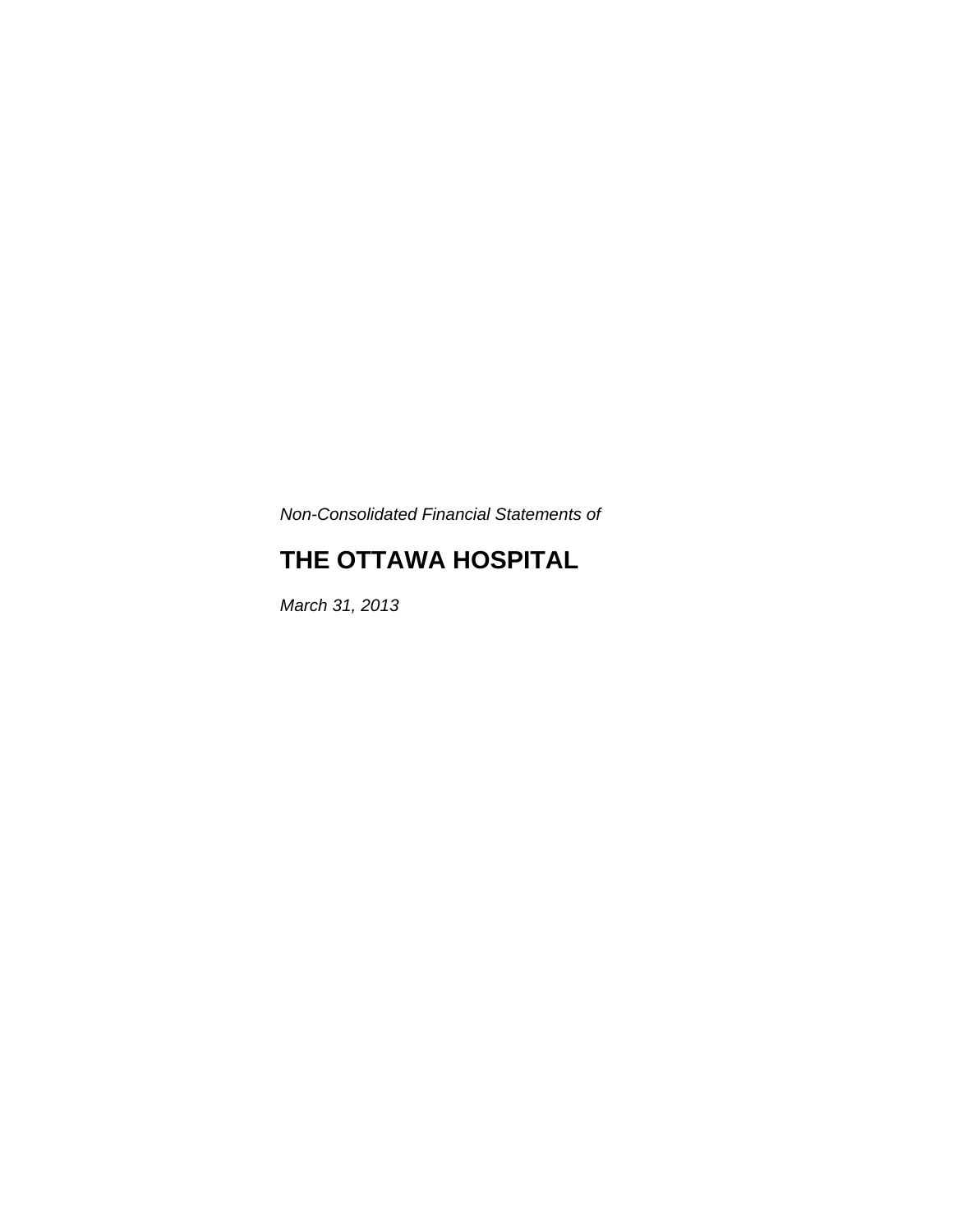*Non-Consolidated Financial Statements of*

# THE OTTAWA HOSPITAL

*March 31, 2013*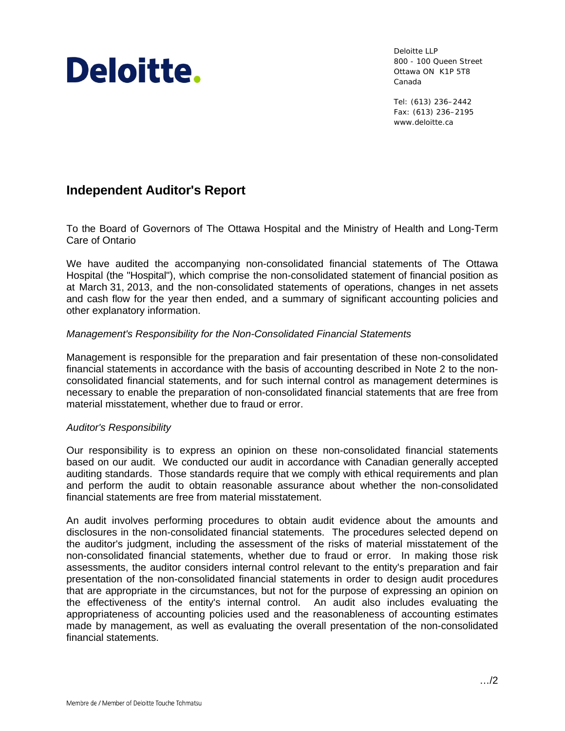Deloitte.

Deloitte LLP
800 - 100 Queen Street
Ottawa ON K1P 5T8
Canada

Tel: (613) 236–2442
Fax: (613) 236–2195
www.deloitte.ca

## Independent Auditor's Report

To the Board of Governors of The Ottawa Hospital and the Ministry of Health and Long-Term Care of Ontario

We have audited the accompanying non-consolidated financial statements of The Ottawa Hospital (the "Hospital"), which comprise the non-consolidated statement of financial position as at March 31, 2013, and the non-consolidated statements of operations, changes in net assets and cash flow for the year then ended, and a summary of significant accounting policies and other explanatory information.

*Management's Responsibility for the Non-Consolidated Financial Statements*

Management is responsible for the preparation and fair presentation of these non-consolidated financial statements in accordance with the basis of accounting described in Note 2 to the non-consolidated financial statements, and for such internal control as management determines is necessary to enable the preparation of non-consolidated financial statements that are free from material misstatement, whether due to fraud or error.

*Auditor's Responsibility*

Our responsibility is to express an opinion on these non-consolidated financial statements based on our audit. We conducted our audit in accordance with Canadian generally accepted auditing standards. Those standards require that we comply with ethical requirements and plan and perform the audit to obtain reasonable assurance about whether the non-consolidated financial statements are free from material misstatement.

An audit involves performing procedures to obtain audit evidence about the amounts and disclosures in the non-consolidated financial statements. The procedures selected depend on the auditor's judgment, including the assessment of the risks of material misstatement of the non-consolidated financial statements, whether due to fraud or error. In making those risk assessments, the auditor considers internal control relevant to the entity's preparation and fair presentation of the non-consolidated financial statements in order to design audit procedures that are appropriate in the circumstances, but not for the purpose of expressing an opinion on the effectiveness of the entity's internal control. An audit also includes evaluating the appropriateness of accounting policies used and the reasonableness of accounting estimates made by management, as well as evaluating the overall presentation of the non-consolidated financial statements.

…/2

Membre de / Member of Deloitte Touche Tohmatsu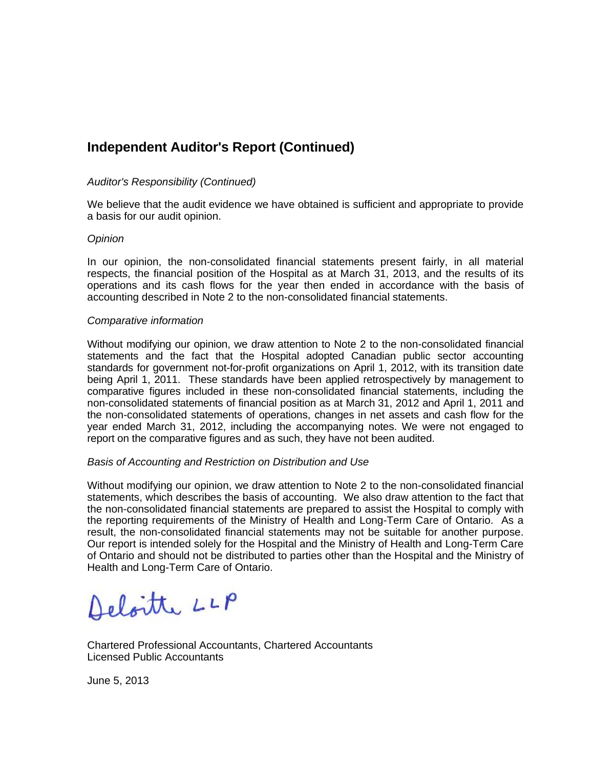## Independent Auditor's Report (Continued)

*Auditor's Responsibility (Continued)*

We believe that the audit evidence we have obtained is sufficient and appropriate to provide a basis for our audit opinion.

*Opinion*

In our opinion, the non-consolidated financial statements present fairly, in all material respects, the financial position of the Hospital as at March 31, 2013, and the results of its operations and its cash flows for the year then ended in accordance with the basis of accounting described in Note 2 to the non-consolidated financial statements.

*Comparative information*

Without modifying our opinion, we draw attention to Note 2 to the non-consolidated financial statements and the fact that the Hospital adopted Canadian public sector accounting standards for government not-for-profit organizations on April 1, 2012, with its transition date being April 1, 2011. These standards have been applied retrospectively by management to comparative figures included in these non-consolidated financial statements, including the non-consolidated statements of financial position as at March 31, 2012 and April 1, 2011 and the non-consolidated statements of operations, changes in net assets and cash flow for the year ended March 31, 2012, including the accompanying notes. We were not engaged to report on the comparative figures and as such, they have not been audited.

*Basis of Accounting and Restriction on Distribution and Use*

Without modifying our opinion, we draw attention to Note 2 to the non-consolidated financial statements, which describes the basis of accounting. We also draw attention to the fact that the non-consolidated financial statements are prepared to assist the Hospital to comply with the reporting requirements of the Ministry of Health and Long-Term Care of Ontario. As a result, the non-consolidated financial statements may not be suitable for another purpose. Our report is intended solely for the Hospital and the Ministry of Health and Long-Term Care of Ontario and should not be distributed to parties other than the Hospital and the Ministry of Health and Long-Term Care of Ontario.

Deloitte LLP

Chartered Professional Accountants, Chartered Accountants
Licensed Public Accountants

June 5, 2013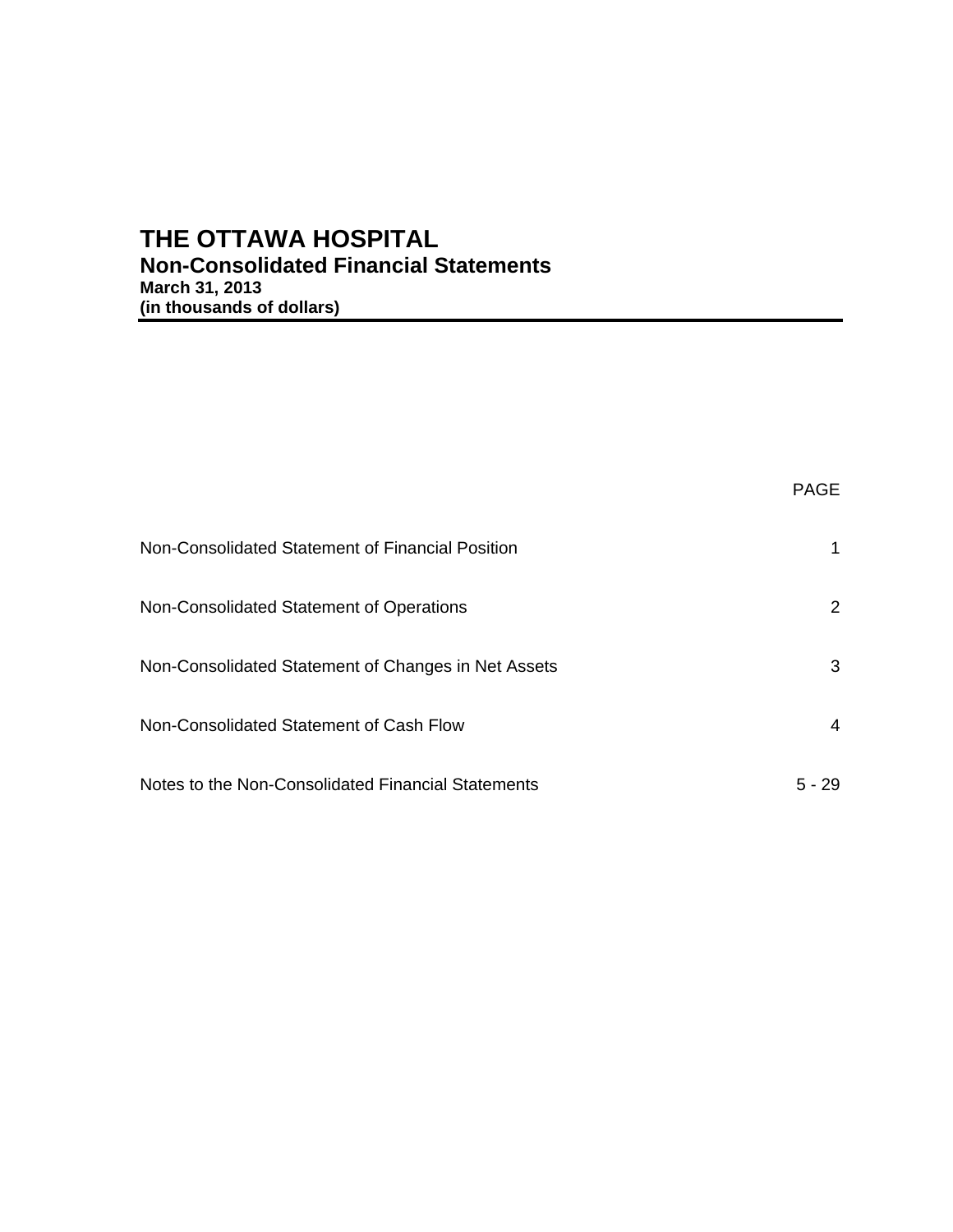# THE OTTAWA HOSPITAL

## Non-Consolidated Financial Statements

**March 31, 2013**

**(in thousands of dollars)**

| | PAGE |
|---|---|
| Non-Consolidated Statement of Financial Position | 1 |
| Non-Consolidated Statement of Operations | 2 |
| Non-Consolidated Statement of Changes in Net Assets | 3 |
| Non-Consolidated Statement of Cash Flow | 4 |
| Notes to the Non-Consolidated Financial Statements | 5 - 29 |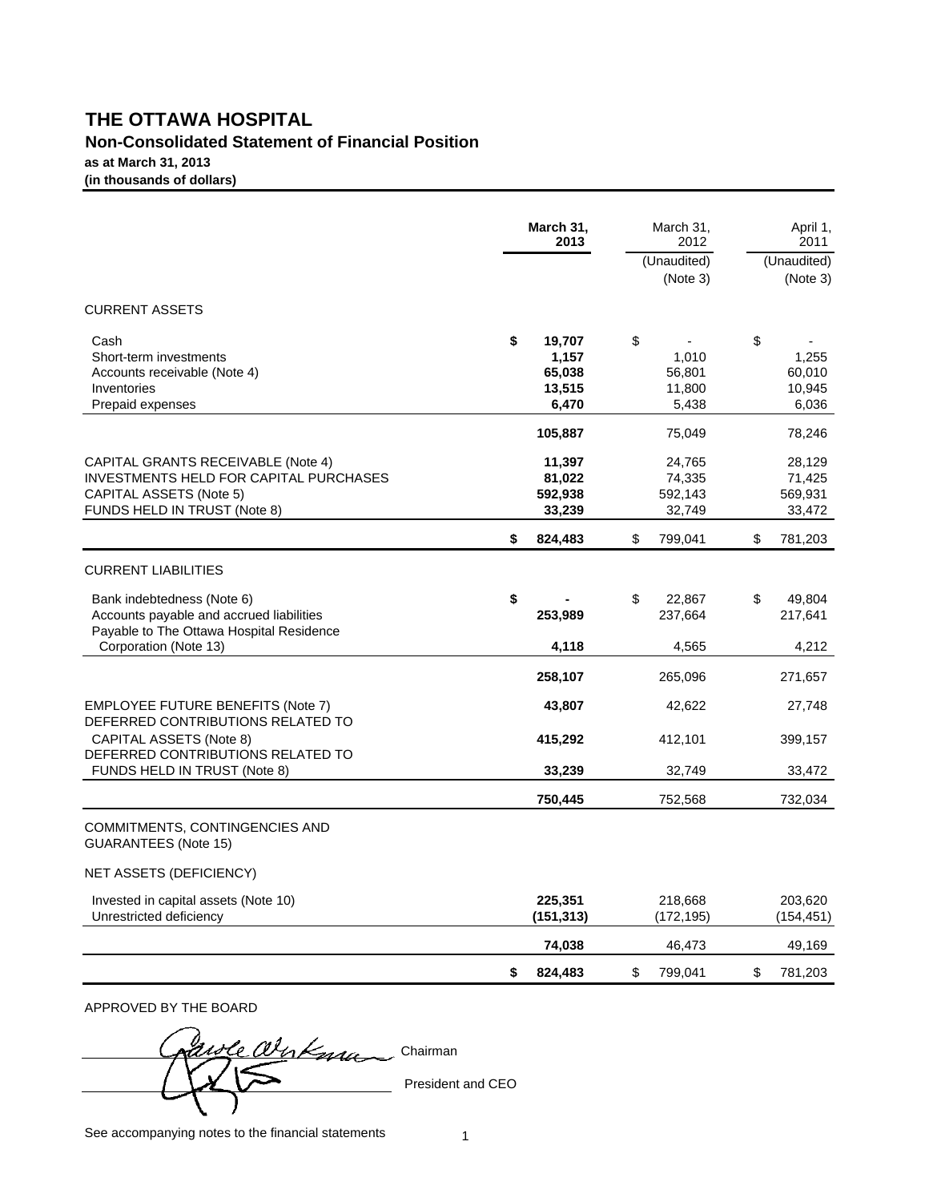# THE OTTAWA HOSPITAL

## Non-Consolidated Statement of Financial Position

**as at March 31, 2013**
**(in thousands of dollars)**

| | March 31, 2013 | March 31, 2012 (Unaudited) (Note 3) | April 1, 2011 (Unaudited) (Note 3) |
|---|---|---|---|
| CURRENT ASSETS | | | |
| Cash | **$ 19,707** | $ - | $ - |
| Short-term investments | **1,157** | 1,010 | 1,255 |
| Accounts receivable (Note 4) | **65,038** | 56,801 | 60,010 |
| Inventories | **13,515** | 11,800 | 10,945 |
| Prepaid expenses | **6,470** | 5,438 | 6,036 |
| | **105,887** | 75,049 | 78,246 |
| CAPITAL GRANTS RECEIVABLE (Note 4) | **11,397** | 24,765 | 28,129 |
| INVESTMENTS HELD FOR CAPITAL PURCHASES | **81,022** | 74,335 | 71,425 |
| CAPITAL ASSETS (Note 5) | **592,938** | 592,143 | 569,931 |
| FUNDS HELD IN TRUST (Note 8) | **33,239** | 32,749 | 33,472 |
| | **$ 824,483** | $ 799,041 | $ 781,203 |
| CURRENT LIABILITIES | | | |
| Bank indebtedness (Note 6) | **$ -** | $ 22,867 | $ 49,804 |
| Accounts payable and accrued liabilities | **253,989** | 237,664 | 217,641 |
| Payable to The Ottawa Hospital Residence Corporation (Note 13) | **4,118** | 4,565 | 4,212 |
| | **258,107** | 265,096 | 271,657 |
| EMPLOYEE FUTURE BENEFITS (Note 7) | **43,807** | 42,622 | 27,748 |
| DEFERRED CONTRIBUTIONS RELATED TO CAPITAL ASSETS (Note 8) | **415,292** | 412,101 | 399,157 |
| DEFERRED CONTRIBUTIONS RELATED TO FUNDS HELD IN TRUST (Note 8) | **33,239** | 32,749 | 33,472 |
| | **750,445** | 752,568 | 732,034 |
| COMMITMENTS, CONTINGENCIES AND GUARANTEES (Note 15) | | | |
| NET ASSETS (DEFICIENCY) | | | |
| Invested in capital assets (Note 10) | **225,351** | 218,668 | 203,620 |
| Unrestricted deficiency | **(151,313)** | (172,195) | (154,451) |
| | **74,038** | 46,473 | 49,169 |
| | **$ 824,483** | $ 799,041 | $ 781,203 |

APPROVED BY THE BOARD

Chairman

President and CEO

See accompanying notes to the financial statements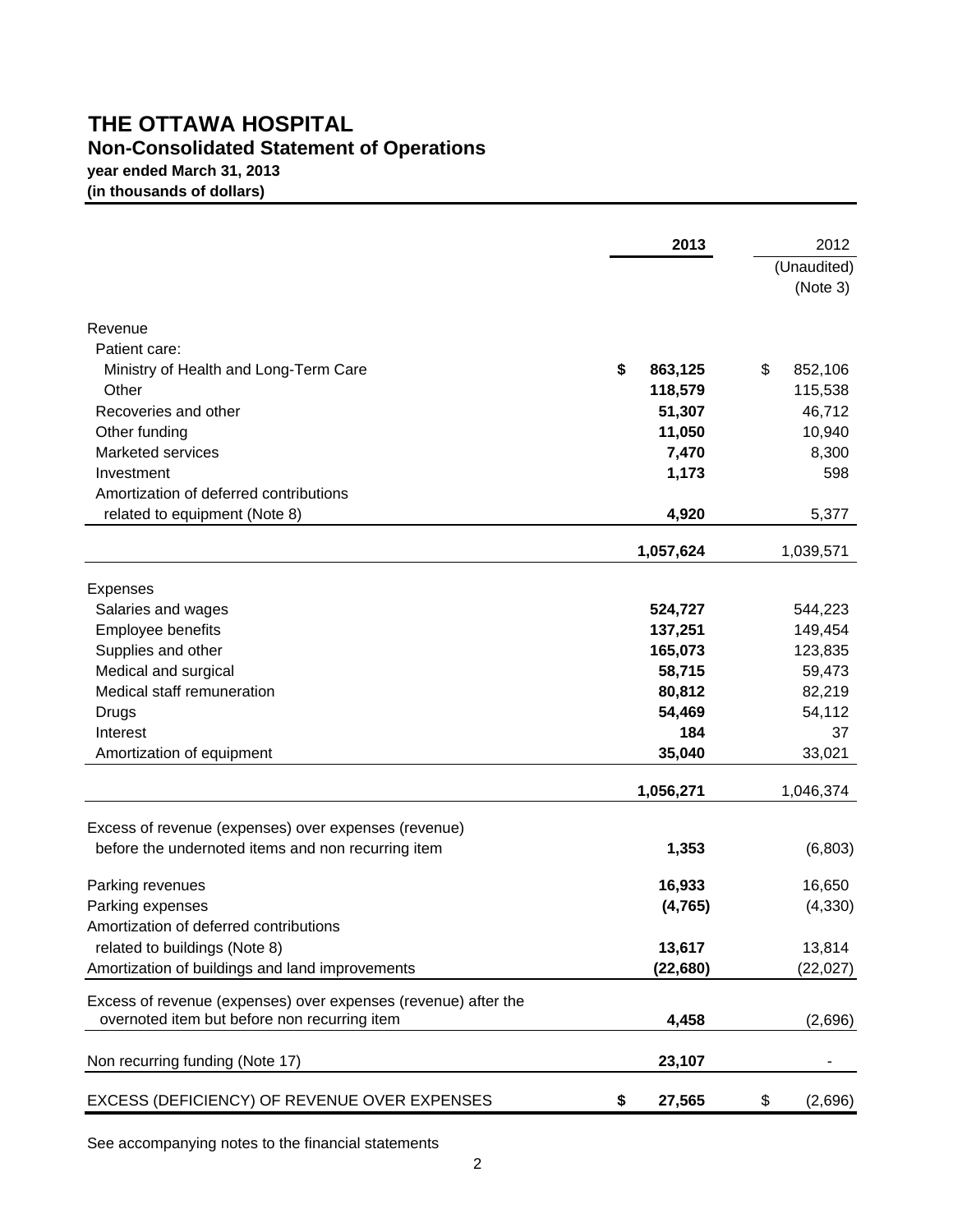# THE OTTAWA HOSPITAL

## Non-Consolidated Statement of Operations

**year ended March 31, 2013**
**(in thousands of dollars)**

| | 2013 | 2012 (Unaudited) (Note 3) |
|---|---|---|
| Revenue | | |
| Patient care: | | |
| Ministry of Health and Long-Term Care | **$ 863,125** | $ 852,106 |
| Other | **118,579** | 115,538 |
| Recoveries and other | **51,307** | 46,712 |
| Other funding | **11,050** | 10,940 |
| Marketed services | **7,470** | 8,300 |
| Investment | **1,173** | 598 |
| Amortization of deferred contributions related to equipment (Note 8) | **4,920** | 5,377 |
| | **1,057,624** | 1,039,571 |
| Expenses | | |
| Salaries and wages | **524,727** | 544,223 |
| Employee benefits | **137,251** | 149,454 |
| Supplies and other | **165,073** | 123,835 |
| Medical and surgical | **58,715** | 59,473 |
| Medical staff remuneration | **80,812** | 82,219 |
| Drugs | **54,469** | 54,112 |
| Interest | **184** | 37 |
| Amortization of equipment | **35,040** | 33,021 |
| | **1,056,271** | 1,046,374 |
| Excess of revenue (expenses) over expenses (revenue) before the undernoted items and non recurring item | **1,353** | (6,803) |
| Parking revenues | **16,933** | 16,650 |
| Parking expenses | **(4,765)** | (4,330) |
| Amortization of deferred contributions related to buildings (Note 8) | **13,617** | 13,814 |
| Amortization of buildings and land improvements | **(22,680)** | (22,027) |
| Excess of revenue (expenses) over expenses (revenue) after the overnoted item but before non recurring item | **4,458** | (2,696) |
| Non recurring funding (Note 17) | **23,107** | - |
| EXCESS (DEFICIENCY) OF REVENUE OVER EXPENSES | **$ 27,565** | $ (2,696) |

See accompanying notes to the financial statements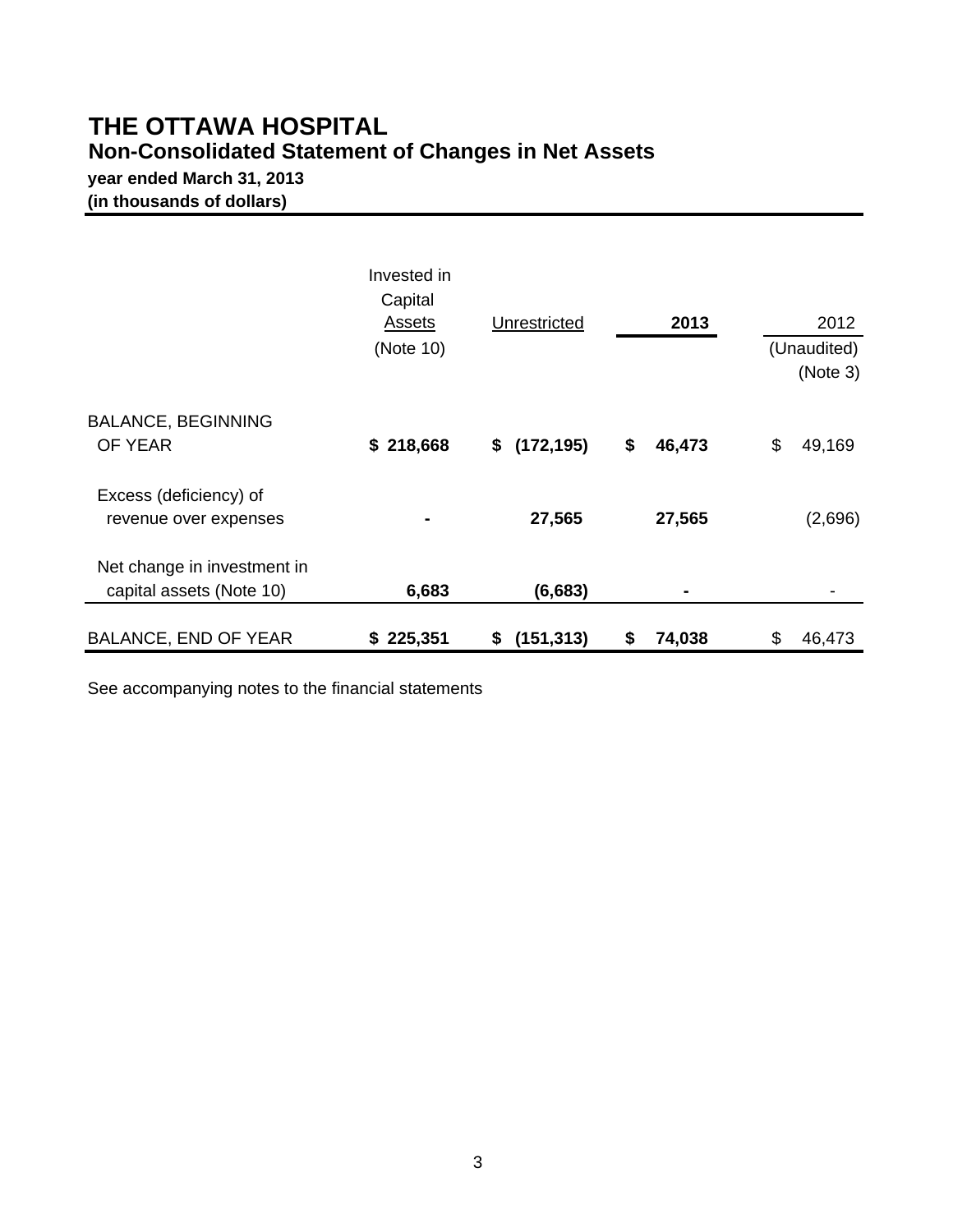# THE OTTAWA HOSPITAL

## Non-Consolidated Statement of Changes in Net Assets

**year ended March 31, 2013**
**(in thousands of dollars)**

| | Invested in Capital Assets (Note 10) | Unrestricted | 2013 | 2012 (Unaudited) (Note 3) |
|---|---|---|---|---|
| BALANCE, BEGINNING OF YEAR | **$ 218,668** | **$ (172,195)** | **$ 46,473** | $ 49,169 |
| Excess (deficiency) of revenue over expenses | **-** | **27,565** | **27,565** | (2,696) |
| Net change in investment in capital assets (Note 10) | **6,683** | **(6,683)** | **-** | - |
| BALANCE, END OF YEAR | **$ 225,351** | **$ (151,313)** | **$ 74,038** | $ 46,473 |

See accompanying notes to the financial statements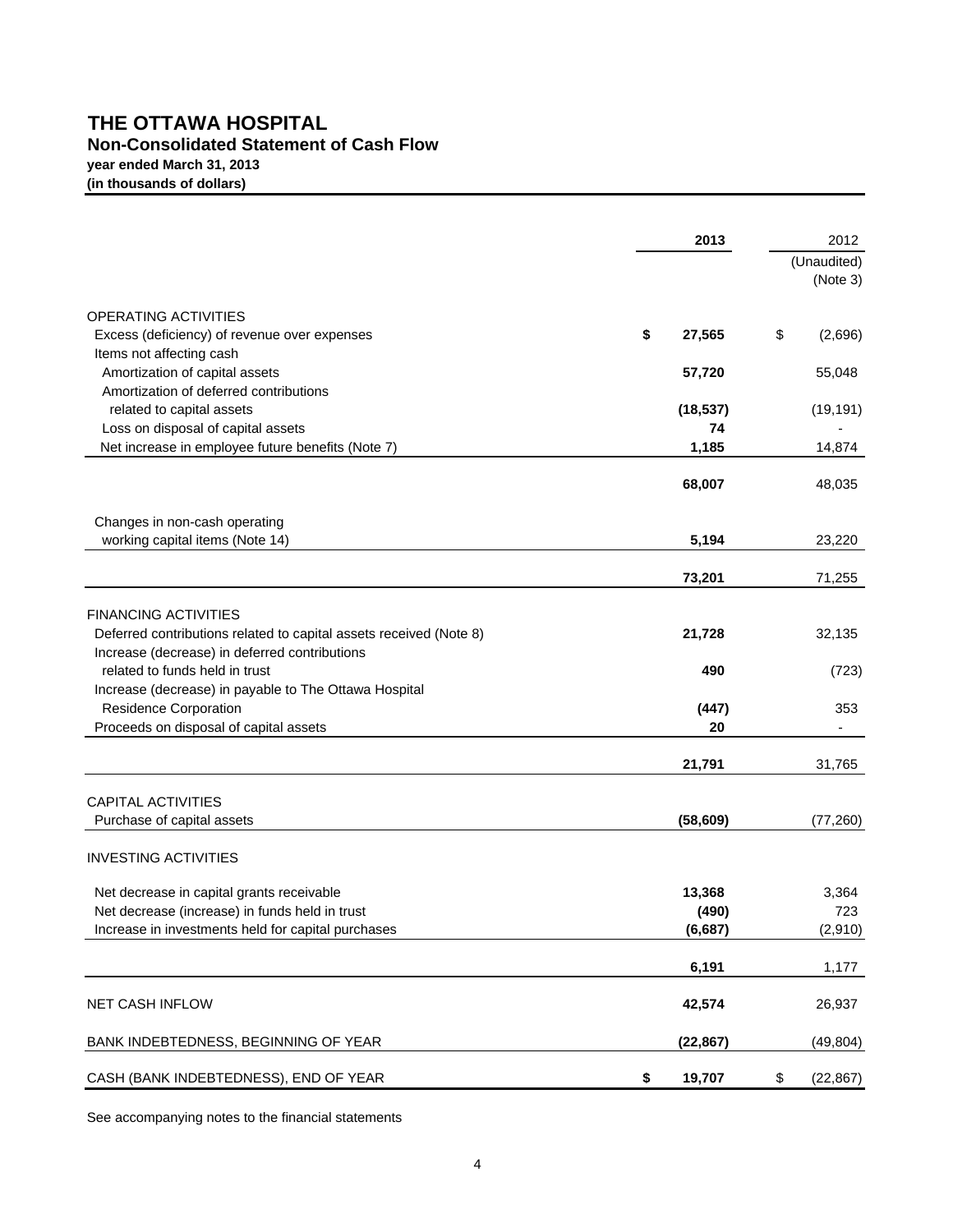# THE OTTAWA HOSPITAL

## Non-Consolidated Statement of Cash Flow

**year ended March 31, 2013**

**(in thousands of dollars)**

| | 2013 | 2012 (Unaudited) (Note 3) |
|---|---|---|
| OPERATING ACTIVITIES | | |
| Excess (deficiency) of revenue over expenses | $ 27,565 | $ (2,696) |
| Items not affecting cash | | |
| Amortization of capital assets | 57,720 | 55,048 |
| Amortization of deferred contributions related to capital assets | (18,537) | (19,191) |
| Loss on disposal of capital assets | 74 | - |
| Net increase in employee future benefits (Note 7) | 1,185 | 14,874 |
| | 68,007 | 48,035 |
| Changes in non-cash operating working capital items (Note 14) | 5,194 | 23,220 |
| | 73,201 | 71,255 |
| FINANCING ACTIVITIES | | |
| Deferred contributions related to capital assets received (Note 8) | 21,728 | 32,135 |
| Increase (decrease) in deferred contributions related to funds held in trust | 490 | (723) |
| Increase (decrease) in payable to The Ottawa Hospital Residence Corporation | (447) | 353 |
| Proceeds on disposal of capital assets | 20 | - |
| | 21,791 | 31,765 |
| CAPITAL ACTIVITIES | | |
| Purchase of capital assets | (58,609) | (77,260) |
| INVESTING ACTIVITIES | | |
| Net decrease in capital grants receivable | 13,368 | 3,364 |
| Net decrease (increase) in funds held in trust | (490) | 723 |
| Increase in investments held for capital purchases | (6,687) | (2,910) |
| | 6,191 | 1,177 |
| NET CASH INFLOW | 42,574 | 26,937 |
| BANK INDEBTEDNESS, BEGINNING OF YEAR | (22,867) | (49,804) |
| CASH (BANK INDEBTEDNESS), END OF YEAR | $ 19,707 | $ (22,867) |

See accompanying notes to the financial statements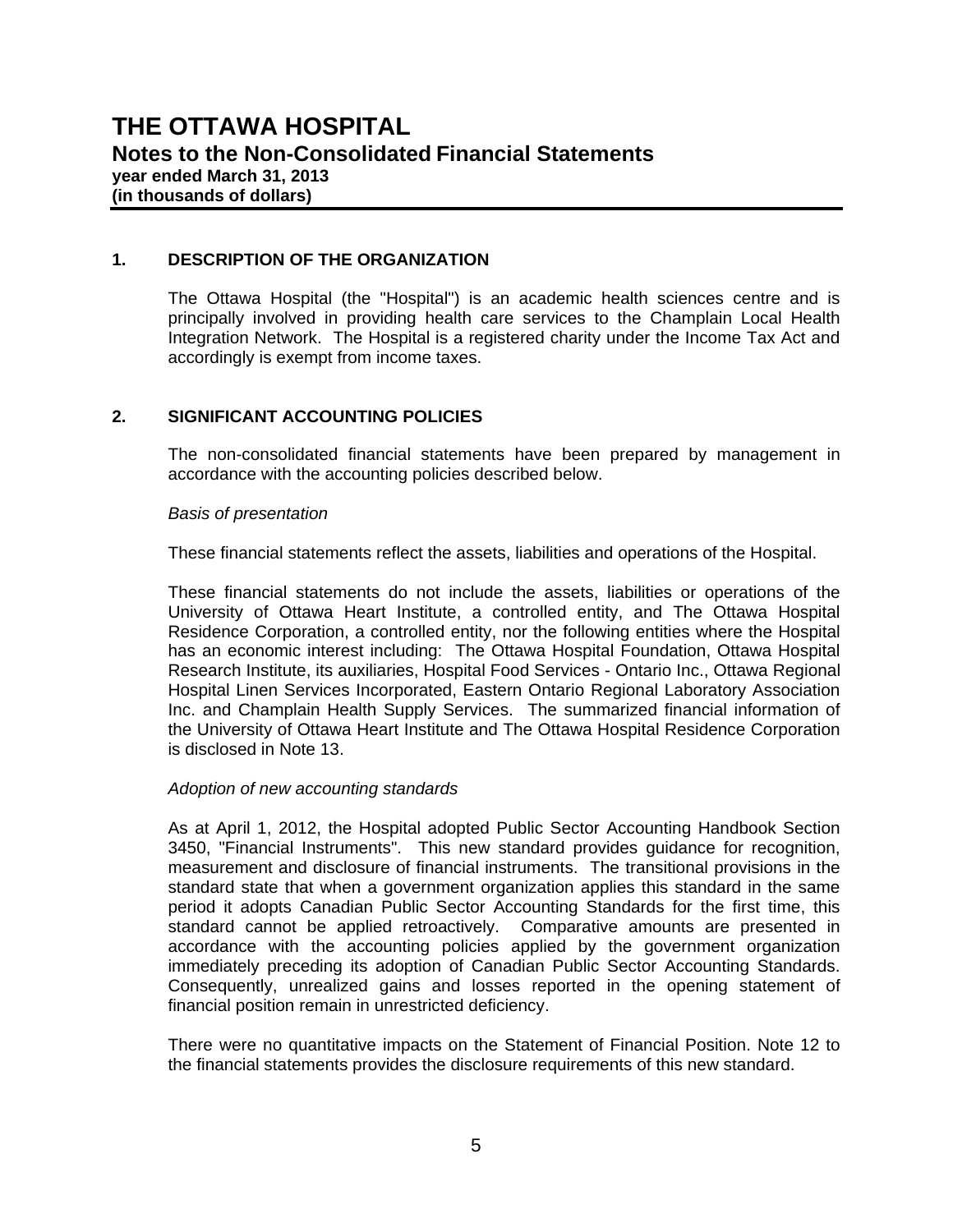# THE OTTAWA HOSPITAL

## Notes to the Non-Consolidated Financial Statements

**year ended March 31, 2013**
**(in thousands of dollars)**

### 1. DESCRIPTION OF THE ORGANIZATION

The Ottawa Hospital (the "Hospital") is an academic health sciences centre and is principally involved in providing health care services to the Champlain Local Health Integration Network. The Hospital is a registered charity under the Income Tax Act and accordingly is exempt from income taxes.

### 2. SIGNIFICANT ACCOUNTING POLICIES

The non-consolidated financial statements have been prepared by management in accordance with the accounting policies described below.

*Basis of presentation*

These financial statements reflect the assets, liabilities and operations of the Hospital.

These financial statements do not include the assets, liabilities or operations of the University of Ottawa Heart Institute, a controlled entity, and The Ottawa Hospital Residence Corporation, a controlled entity, nor the following entities where the Hospital has an economic interest including: The Ottawa Hospital Foundation, Ottawa Hospital Research Institute, its auxiliaries, Hospital Food Services - Ontario Inc., Ottawa Regional Hospital Linen Services Incorporated, Eastern Ontario Regional Laboratory Association Inc. and Champlain Health Supply Services. The summarized financial information of the University of Ottawa Heart Institute and The Ottawa Hospital Residence Corporation is disclosed in Note 13.

*Adoption of new accounting standards*

As at April 1, 2012, the Hospital adopted Public Sector Accounting Handbook Section 3450, "Financial Instruments". This new standard provides guidance for recognition, measurement and disclosure of financial instruments. The transitional provisions in the standard state that when a government organization applies this standard in the same period it adopts Canadian Public Sector Accounting Standards for the first time, this standard cannot be applied retroactively. Comparative amounts are presented in accordance with the accounting policies applied by the government organization immediately preceding its adoption of Canadian Public Sector Accounting Standards. Consequently, unrealized gains and losses reported in the opening statement of financial position remain in unrestricted deficiency.

There were no quantitative impacts on the Statement of Financial Position. Note 12 to the financial statements provides the disclosure requirements of this new standard.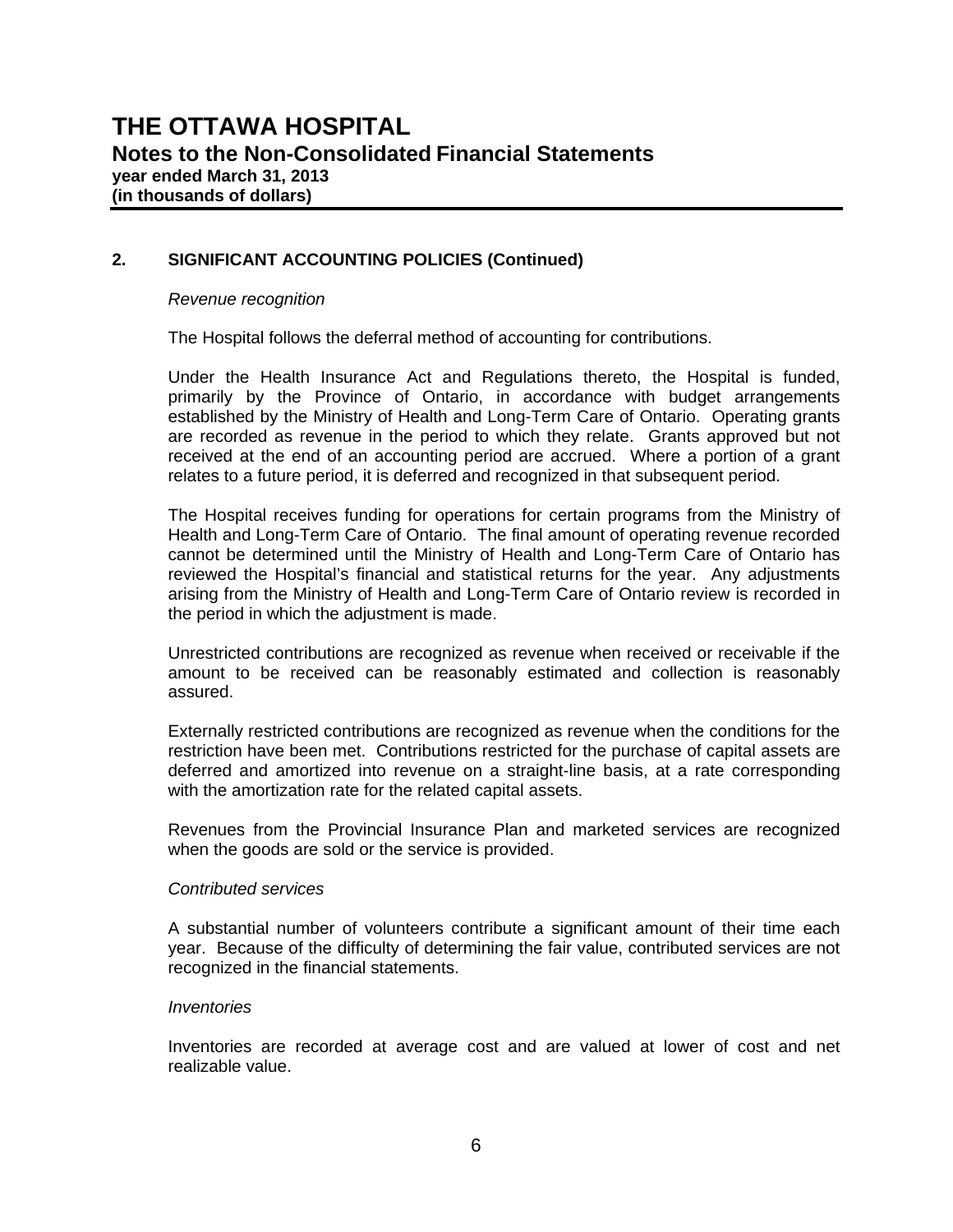## 2. SIGNIFICANT ACCOUNTING POLICIES (Continued)

*Revenue recognition*

The Hospital follows the deferral method of accounting for contributions.

Under the Health Insurance Act and Regulations thereto, the Hospital is funded, primarily by the Province of Ontario, in accordance with budget arrangements established by the Ministry of Health and Long-Term Care of Ontario. Operating grants are recorded as revenue in the period to which they relate. Grants approved but not received at the end of an accounting period are accrued. Where a portion of a grant relates to a future period, it is deferred and recognized in that subsequent period.

The Hospital receives funding for operations for certain programs from the Ministry of Health and Long-Term Care of Ontario. The final amount of operating revenue recorded cannot be determined until the Ministry of Health and Long-Term Care of Ontario has reviewed the Hospital's financial and statistical returns for the year. Any adjustments arising from the Ministry of Health and Long-Term Care of Ontario review is recorded in the period in which the adjustment is made.

Unrestricted contributions are recognized as revenue when received or receivable if the amount to be received can be reasonably estimated and collection is reasonably assured.

Externally restricted contributions are recognized as revenue when the conditions for the restriction have been met. Contributions restricted for the purchase of capital assets are deferred and amortized into revenue on a straight-line basis, at a rate corresponding with the amortization rate for the related capital assets.

Revenues from the Provincial Insurance Plan and marketed services are recognized when the goods are sold or the service is provided.

*Contributed services*

A substantial number of volunteers contribute a significant amount of their time each year. Because of the difficulty of determining the fair value, contributed services are not recognized in the financial statements.

*Inventories*

Inventories are recorded at average cost and are valued at lower of cost and net realizable value.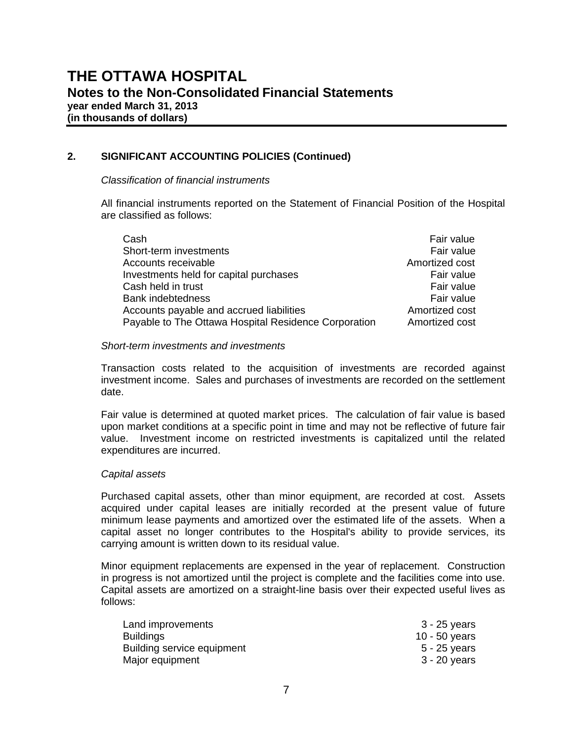# THE OTTAWA HOSPITAL

## Notes to the Non-Consolidated Financial Statements

**year ended March 31, 2013**
**(in thousands of dollars)**

### 2. SIGNIFICANT ACCOUNTING POLICIES (Continued)

*Classification of financial instruments*

All financial instruments reported on the Statement of Financial Position of the Hospital are classified as follows:

| | |
|---|---|
| Cash | Fair value |
| Short-term investments | Fair value |
| Accounts receivable | Amortized cost |
| Investments held for capital purchases | Fair value |
| Cash held in trust | Fair value |
| Bank indebtedness | Fair value |
| Accounts payable and accrued liabilities | Amortized cost |
| Payable to The Ottawa Hospital Residence Corporation | Amortized cost |

*Short-term investments and investments*

Transaction costs related to the acquisition of investments are recorded against investment income. Sales and purchases of investments are recorded on the settlement date.

Fair value is determined at quoted market prices. The calculation of fair value is based upon market conditions at a specific point in time and may not be reflective of future fair value. Investment income on restricted investments is capitalized until the related expenditures are incurred.

*Capital assets*

Purchased capital assets, other than minor equipment, are recorded at cost. Assets acquired under capital leases are initially recorded at the present value of future minimum lease payments and amortized over the estimated life of the assets. When a capital asset no longer contributes to the Hospital's ability to provide services, its carrying amount is written down to its residual value.

Minor equipment replacements are expensed in the year of replacement. Construction in progress is not amortized until the project is complete and the facilities come into use. Capital assets are amortized on a straight-line basis over their expected useful lives as follows:

| | |
|---|---|
| Land improvements | 3 - 25 years |
| Buildings | 10 - 50 years |
| Building service equipment | 5 - 25 years |
| Major equipment | 3 - 20 years |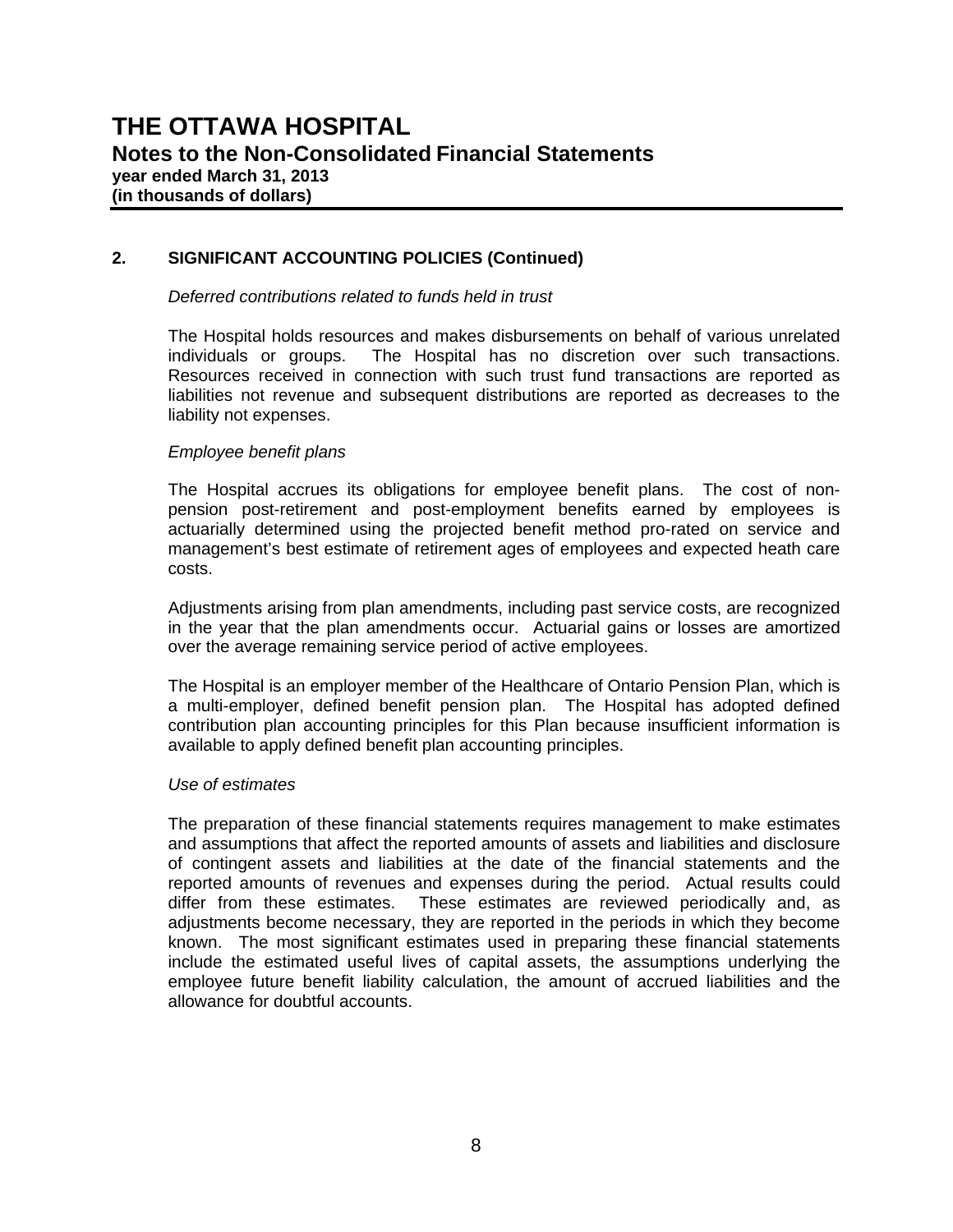# THE OTTAWA HOSPITAL

## Notes to the Non-Consolidated Financial Statements

**year ended March 31, 2013**
**(in thousands of dollars)**

### 2. SIGNIFICANT ACCOUNTING POLICIES (Continued)

*Deferred contributions related to funds held in trust*

The Hospital holds resources and makes disbursements on behalf of various unrelated individuals or groups. The Hospital has no discretion over such transactions. Resources received in connection with such trust fund transactions are reported as liabilities not revenue and subsequent distributions are reported as decreases to the liability not expenses.

*Employee benefit plans*

The Hospital accrues its obligations for employee benefit plans. The cost of non-pension post-retirement and post-employment benefits earned by employees is actuarially determined using the projected benefit method pro-rated on service and management's best estimate of retirement ages of employees and expected heath care costs.

Adjustments arising from plan amendments, including past service costs, are recognized in the year that the plan amendments occur. Actuarial gains or losses are amortized over the average remaining service period of active employees.

The Hospital is an employer member of the Healthcare of Ontario Pension Plan, which is a multi-employer, defined benefit pension plan. The Hospital has adopted defined contribution plan accounting principles for this Plan because insufficient information is available to apply defined benefit plan accounting principles.

*Use of estimates*

The preparation of these financial statements requires management to make estimates and assumptions that affect the reported amounts of assets and liabilities and disclosure of contingent assets and liabilities at the date of the financial statements and the reported amounts of revenues and expenses during the period. Actual results could differ from these estimates. These estimates are reviewed periodically and, as adjustments become necessary, they are reported in the periods in which they become known. The most significant estimates used in preparing these financial statements include the estimated useful lives of capital assets, the assumptions underlying the employee future benefit liability calculation, the amount of accrued liabilities and the allowance for doubtful accounts.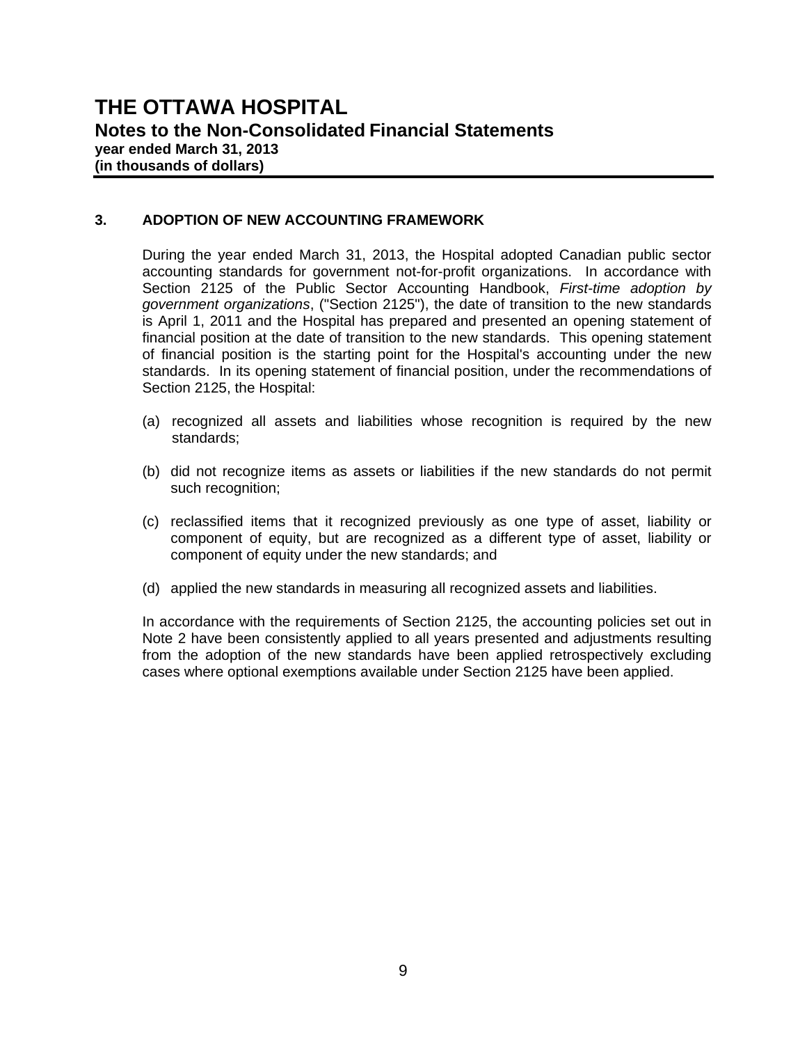## 3. ADOPTION OF NEW ACCOUNTING FRAMEWORK

During the year ended March 31, 2013, the Hospital adopted Canadian public sector accounting standards for government not-for-profit organizations. In accordance with Section 2125 of the Public Sector Accounting Handbook, *First-time adoption by government organizations*, ("Section 2125"), the date of transition to the new standards is April 1, 2011 and the Hospital has prepared and presented an opening statement of financial position at the date of transition to the new standards. This opening statement of financial position is the starting point for the Hospital's accounting under the new standards. In its opening statement of financial position, under the recommendations of Section 2125, the Hospital:

(a) recognized all assets and liabilities whose recognition is required by the new standards;

(b) did not recognize items as assets or liabilities if the new standards do not permit such recognition;

(c) reclassified items that it recognized previously as one type of asset, liability or component of equity, but are recognized as a different type of asset, liability or component of equity under the new standards; and

(d) applied the new standards in measuring all recognized assets and liabilities.

In accordance with the requirements of Section 2125, the accounting policies set out in Note 2 have been consistently applied to all years presented and adjustments resulting from the adoption of the new standards have been applied retrospectively excluding cases where optional exemptions available under Section 2125 have been applied.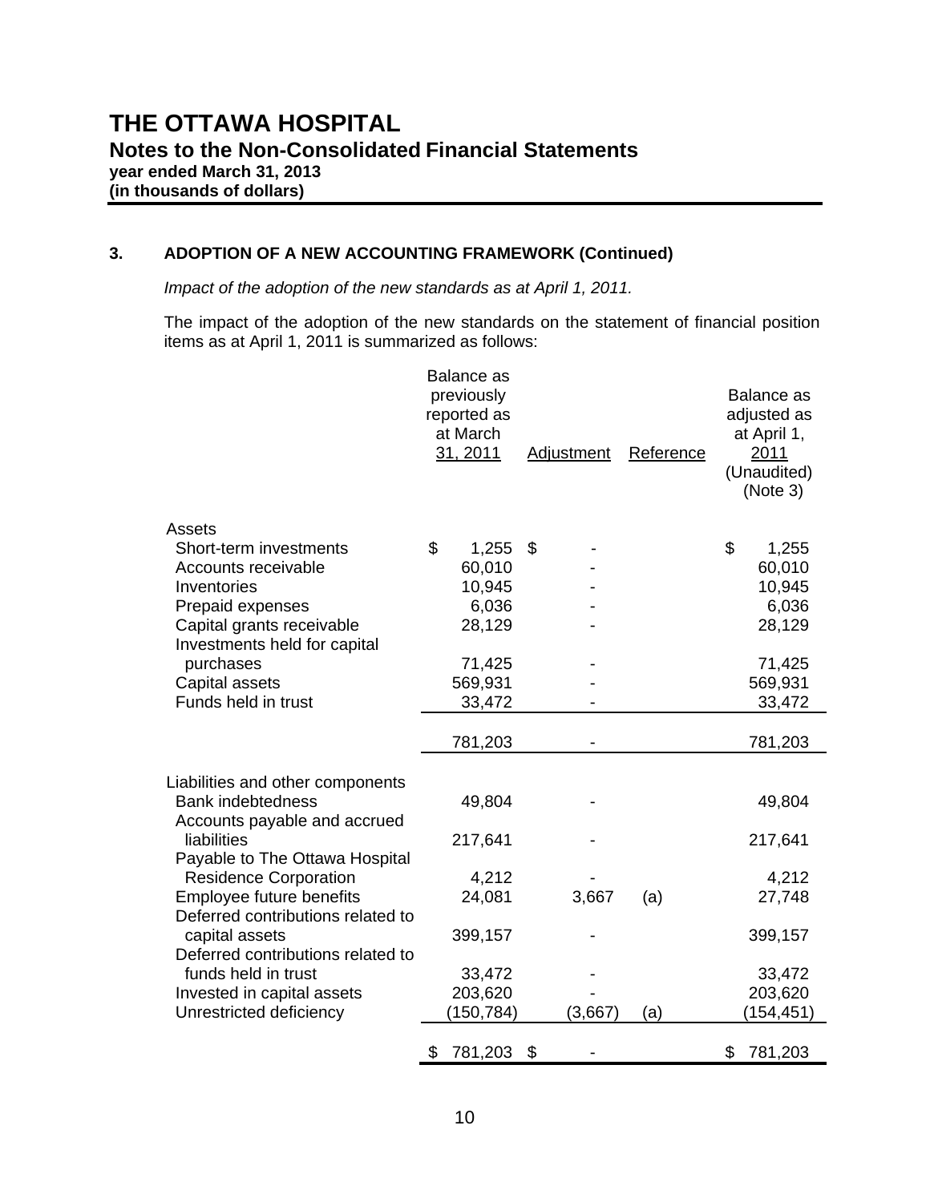# THE OTTAWA HOSPITAL

## Notes to the Non-Consolidated Financial Statements

**year ended March 31, 2013**
**(in thousands of dollars)**

### 3. ADOPTION OF A NEW ACCOUNTING FRAMEWORK (Continued)

*Impact of the adoption of the new standards as at April 1, 2011.*

The impact of the adoption of the new standards on the statement of financial position items as at April 1, 2011 is summarized as follows:

| | Balance as previously reported as at March 31, 2011 | Adjustment | Reference | Balance as adjusted as at April 1, 2011 (Unaudited) (Note 3) |
|---|---|---|---|---|
| **Assets** | | | | |
| Short-term investments | $ 1,255 | $ - | | $ 1,255 |
| Accounts receivable | 60,010 | - | | 60,010 |
| Inventories | 10,945 | - | | 10,945 |
| Prepaid expenses | 6,036 | - | | 6,036 |
| Capital grants receivable | 28,129 | - | | 28,129 |
| Investments held for capital purchases | 71,425 | - | | 71,425 |
| Capital assets | 569,931 | - | | 569,931 |
| Funds held in trust | 33,472 | - | | 33,472 |
| | 781,203 | - | | 781,203 |
| **Liabilities and other components** | | | | |
| Bank indebtedness | 49,804 | - | | 49,804 |
| Accounts payable and accrued liabilities | 217,641 | - | | 217,641 |
| Payable to The Ottawa Hospital Residence Corporation | 4,212 | - | | 4,212 |
| Employee future benefits | 24,081 | 3,667 | (a) | 27,748 |
| Deferred contributions related to capital assets | 399,157 | - | | 399,157 |
| Deferred contributions related to funds held in trust | 33,472 | - | | 33,472 |
| Invested in capital assets | 203,620 | - | | 203,620 |
| Unrestricted deficiency | (150,784) | (3,667) | (a) | (154,451) |
| | $ 781,203 | $ - | | $ 781,203 |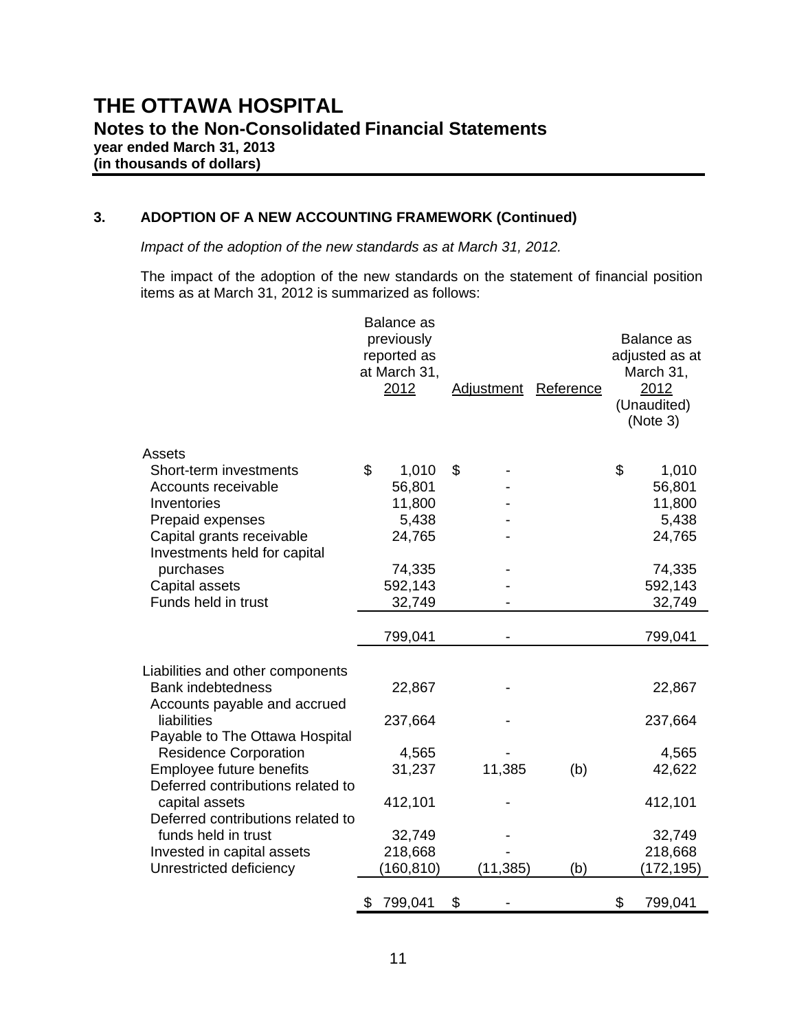# THE OTTAWA HOSPITAL

## Notes to the Non-Consolidated Financial Statements

**year ended March 31, 2013**
**(in thousands of dollars)**

### 3. ADOPTION OF A NEW ACCOUNTING FRAMEWORK (Continued)

*Impact of the adoption of the new standards as at March 31, 2012.*

The impact of the adoption of the new standards on the statement of financial position items as at March 31, 2012 is summarized as follows:

| | Balance as previously reported as at March 31, 2012 | Adjustment | Reference | Balance as adjusted as at March 31, 2012 (Unaudited) (Note 3) |
|---|---|---|---|---|
| Assets | | | | |
| Short-term investments | $ 1,010 | $ - | | $ 1,010 |
| Accounts receivable | 56,801 | - | | 56,801 |
| Inventories | 11,800 | - | | 11,800 |
| Prepaid expenses | 5,438 | - | | 5,438 |
| Capital grants receivable | 24,765 | - | | 24,765 |
| Investments held for capital purchases | 74,335 | - | | 74,335 |
| Capital assets | 592,143 | - | | 592,143 |
| Funds held in trust | 32,749 | - | | 32,749 |
| | 799,041 | - | | 799,041 |
| Liabilities and other components | | | | |
| Bank indebtedness | 22,867 | - | | 22,867 |
| Accounts payable and accrued liabilities | 237,664 | - | | 237,664 |
| Payable to The Ottawa Hospital Residence Corporation | 4,565 | - | | 4,565 |
| Employee future benefits | 31,237 | 11,385 | (b) | 42,622 |
| Deferred contributions related to capital assets | 412,101 | - | | 412,101 |
| Deferred contributions related to funds held in trust | 32,749 | - | | 32,749 |
| Invested in capital assets | 218,668 | - | | 218,668 |
| Unrestricted deficiency | (160,810) | (11,385) | (b) | (172,195) |
| | $ 799,041 | $ - | | $ 799,041 |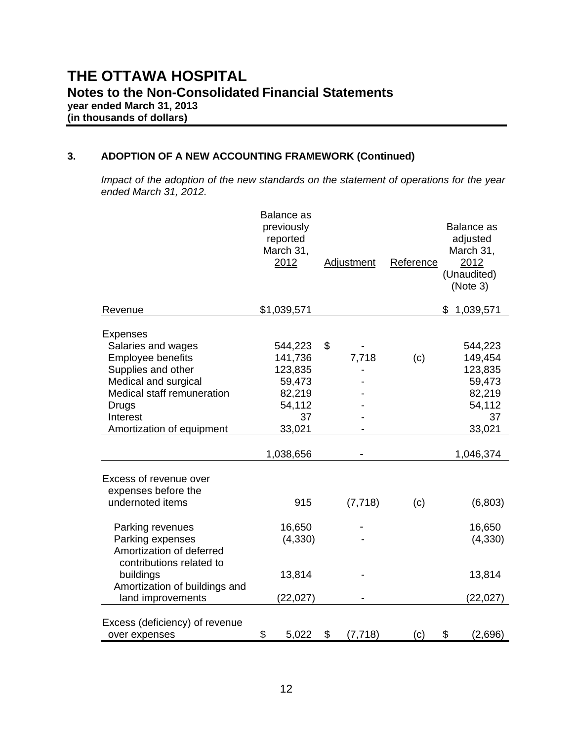# THE OTTAWA HOSPITAL

## Notes to the Non-Consolidated Financial Statements

**year ended March 31, 2013**
**(in thousands of dollars)**

### 3. ADOPTION OF A NEW ACCOUNTING FRAMEWORK (Continued)

*Impact of the adoption of the new standards on the statement of operations for the year ended March 31, 2012.*

| | Balance as previously reported March 31, 2012 | Adjustment | Reference | Balance as adjusted March 31, 2012 (Unaudited) (Note 3) |
|---|---|---|---|---|
| Revenue | $1,039,571 | | | $ 1,039,571 |
| Expenses | | | | |
| Salaries and wages | 544,223 | $ - | | 544,223 |
| Employee benefits | 141,736 | 7,718 | (c) | 149,454 |
| Supplies and other | 123,835 | - | | 123,835 |
| Medical and surgical | 59,473 | - | | 59,473 |
| Medical staff remuneration | 82,219 | - | | 82,219 |
| Drugs | 54,112 | - | | 54,112 |
| Interest | 37 | - | | 37 |
| Amortization of equipment | 33,021 | - | | 33,021 |
| | 1,038,656 | - | | 1,046,374 |
| Excess of revenue over expenses before the undernoted items | 915 | (7,718) | (c) | (6,803) |
| Parking revenues | 16,650 | - | | 16,650 |
| Parking expenses | (4,330) | - | | (4,330) |
| Amortization of deferred contributions related to buildings | 13,814 | - | | 13,814 |
| Amortization of buildings and land improvements | (22,027) | - | | (22,027) |
| Excess (deficiency) of revenue over expenses | $ 5,022 | $ (7,718) | (c) | $ (2,696) |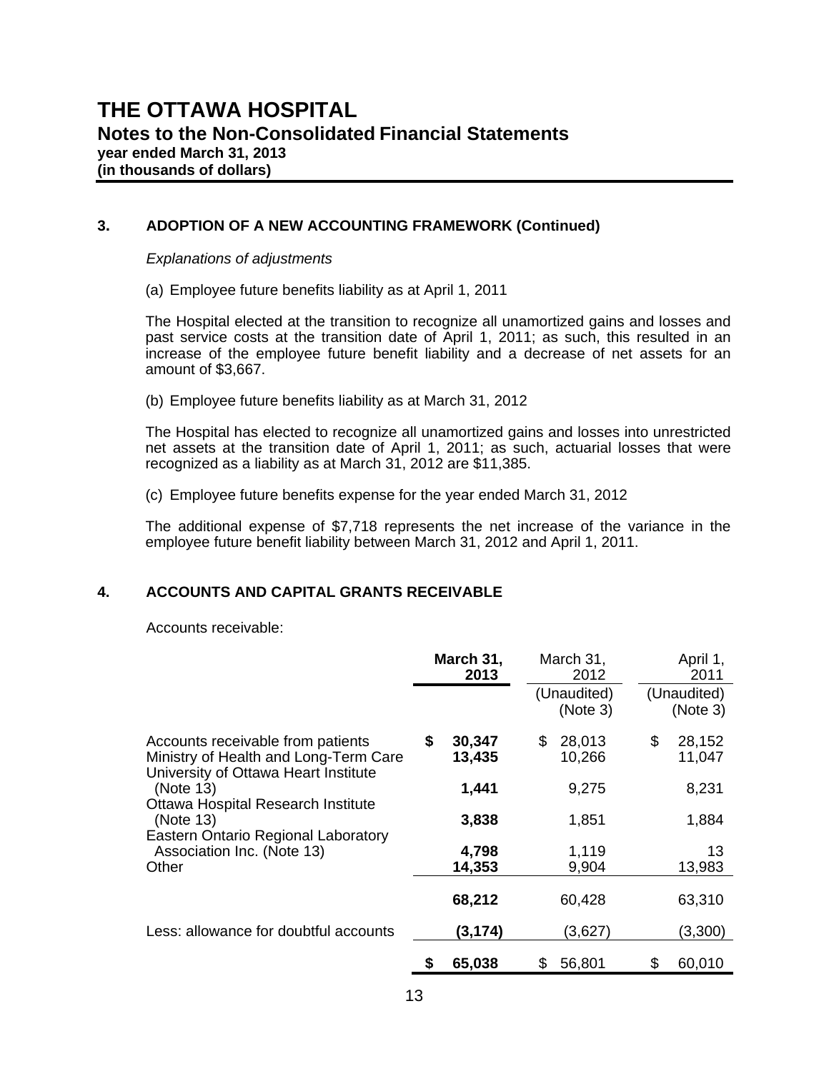# THE OTTAWA HOSPITAL

## Notes to the Non-Consolidated Financial Statements

**year ended March 31, 2013**
**(in thousands of dollars)**

### 3. ADOPTION OF A NEW ACCOUNTING FRAMEWORK (Continued)

*Explanations of adjustments*

(a) Employee future benefits liability as at April 1, 2011

The Hospital elected at the transition to recognize all unamortized gains and losses and past service costs at the transition date of April 1, 2011; as such, this resulted in an increase of the employee future benefit liability and a decrease of net assets for an amount of $3,667.

(b) Employee future benefits liability as at March 31, 2012

The Hospital has elected to recognize all unamortized gains and losses into unrestricted net assets at the transition date of April 1, 2011; as such, actuarial losses that were recognized as a liability as at March 31, 2012 are $11,385.

(c) Employee future benefits expense for the year ended March 31, 2012

The additional expense of $7,718 represents the net increase of the variance in the employee future benefit liability between March 31, 2012 and April 1, 2011.

### 4. ACCOUNTS AND CAPITAL GRANTS RECEIVABLE

Accounts receivable:

| | **March 31, 2013** | March 31, 2012 (Unaudited) (Note 3) | April 1, 2011 (Unaudited) (Note 3) |
|---|---|---|---|
| Accounts receivable from patients | **$ 30,347** | $ 28,013 | $ 28,152 |
| Ministry of Health and Long-Term Care | **13,435** | 10,266 | 11,047 |
| University of Ottawa Heart Institute (Note 13) | **1,441** | 9,275 | 8,231 |
| Ottawa Hospital Research Institute (Note 13) | **3,838** | 1,851 | 1,884 |
| Eastern Ontario Regional Laboratory Association Inc. (Note 13) | **4,798** | 1,119 | 13 |
| Other | **14,353** | 9,904 | 13,983 |
| | **68,212** | 60,428 | 63,310 |
| Less: allowance for doubtful accounts | **(3,174)** | (3,627) | (3,300) |
| | **$ 65,038** | $ 56,801 | $ 60,010 |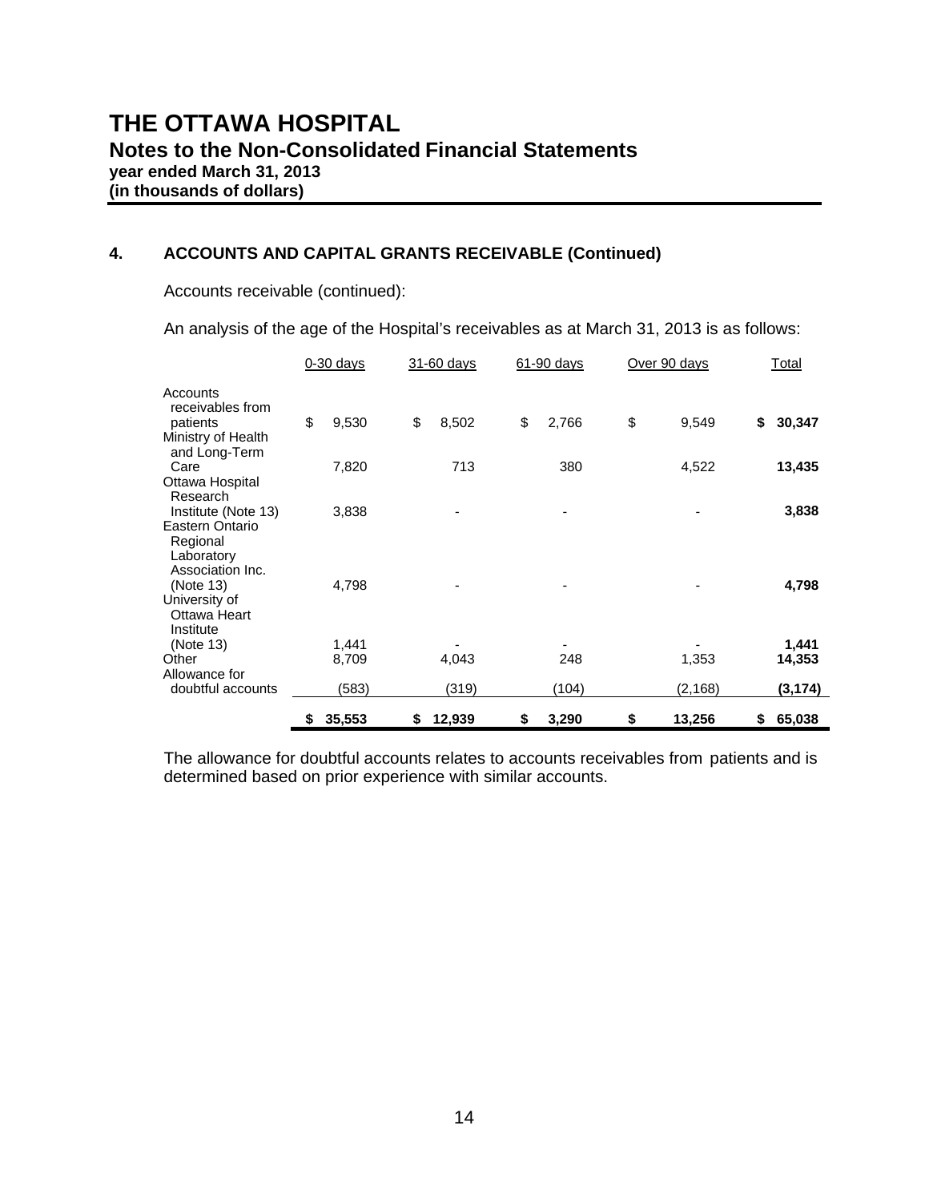# THE OTTAWA HOSPITAL
## Notes to the Non-Consolidated Financial Statements
**year ended March 31, 2013**
**(in thousands of dollars)**

### 4. ACCOUNTS AND CAPITAL GRANTS RECEIVABLE (Continued)

Accounts receivable (continued):

An analysis of the age of the Hospital's receivables as at March 31, 2013 is as follows:

| | 0-30 days | 31-60 days | 61-90 days | Over 90 days | Total |
|---|---|---|---|---|---|
| Accounts receivables from patients | $ 9,530 | $ 8,502 | $ 2,766 | $ 9,549 | **$ 30,347** |
| Ministry of Health and Long-Term Care | 7,820 | 713 | 380 | 4,522 | **13,435** |
| Ottawa Hospital Research Institute (Note 13) | 3,838 | - | - | - | **3,838** |
| Eastern Ontario Regional Laboratory Association Inc. (Note 13) | 4,798 | - | - | - | **4,798** |
| University of Ottawa Heart Institute (Note 13) | 1,441 | - | - | - | **1,441** |
| Other | 8,709 | 4,043 | 248 | 1,353 | **14,353** |
| Allowance for doubtful accounts | (583) | (319) | (104) | (2,168) | **(3,174)** |
| | **$ 35,553** | **$ 12,939** | **$ 3,290** | **$ 13,256** | **$ 65,038** |

The allowance for doubtful accounts relates to accounts receivables from patients and is determined based on prior experience with similar accounts.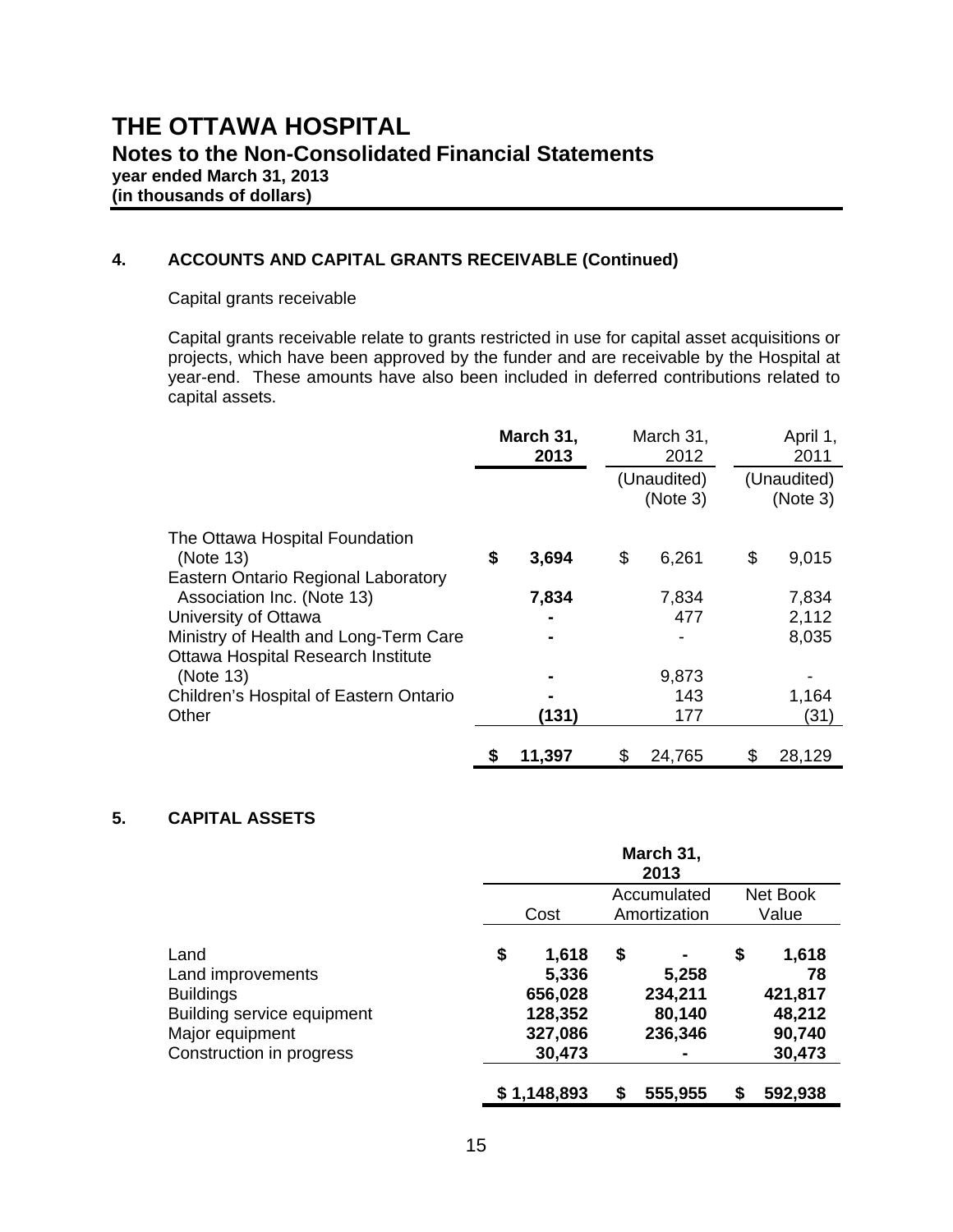# THE OTTAWA HOSPITAL

## Notes to the Non-Consolidated Financial Statements

**year ended March 31, 2013**
**(in thousands of dollars)**

### 4. ACCOUNTS AND CAPITAL GRANTS RECEIVABLE (Continued)

Capital grants receivable

Capital grants receivable relate to grants restricted in use for capital asset acquisitions or projects, which have been approved by the funder and are receivable by the Hospital at year-end. These amounts have also been included in deferred contributions related to capital assets.

| | **March 31, 2013** | March 31, 2012 (Unaudited) (Note 3) | April 1, 2011 (Unaudited) (Note 3) |
|---|---|---|---|
| The Ottawa Hospital Foundation (Note 13) | **$ 3,694** | $ 6,261 | $ 9,015 |
| Eastern Ontario Regional Laboratory Association Inc. (Note 13) | **7,834** | 7,834 | 7,834 |
| University of Ottawa | **-** | 477 | 2,112 |
| Ministry of Health and Long-Term Care | **-** | - | 8,035 |
| Ottawa Hospital Research Institute (Note 13) | **-** | 9,873 | - |
| Children's Hospital of Eastern Ontario | **-** | 143 | 1,164 |
| Other | **(131)** | 177 | (31) |
| | **$ 11,397** | $ 24,765 | $ 28,129 |

### 5. CAPITAL ASSETS

| | **March 31, 2013** | | |
|---|---|---|---|
| | Cost | Accumulated Amortization | Net Book Value |
| Land | **$ 1,618** | **$ -** | **$ 1,618** |
| Land improvements | **5,336** | **5,258** | **78** |
| Buildings | **656,028** | **234,211** | **421,817** |
| Building service equipment | **128,352** | **80,140** | **48,212** |
| Major equipment | **327,086** | **236,346** | **90,740** |
| Construction in progress | **30,473** | **-** | **30,473** |
| | **$ 1,148,893** | **$ 555,955** | **$ 592,938** |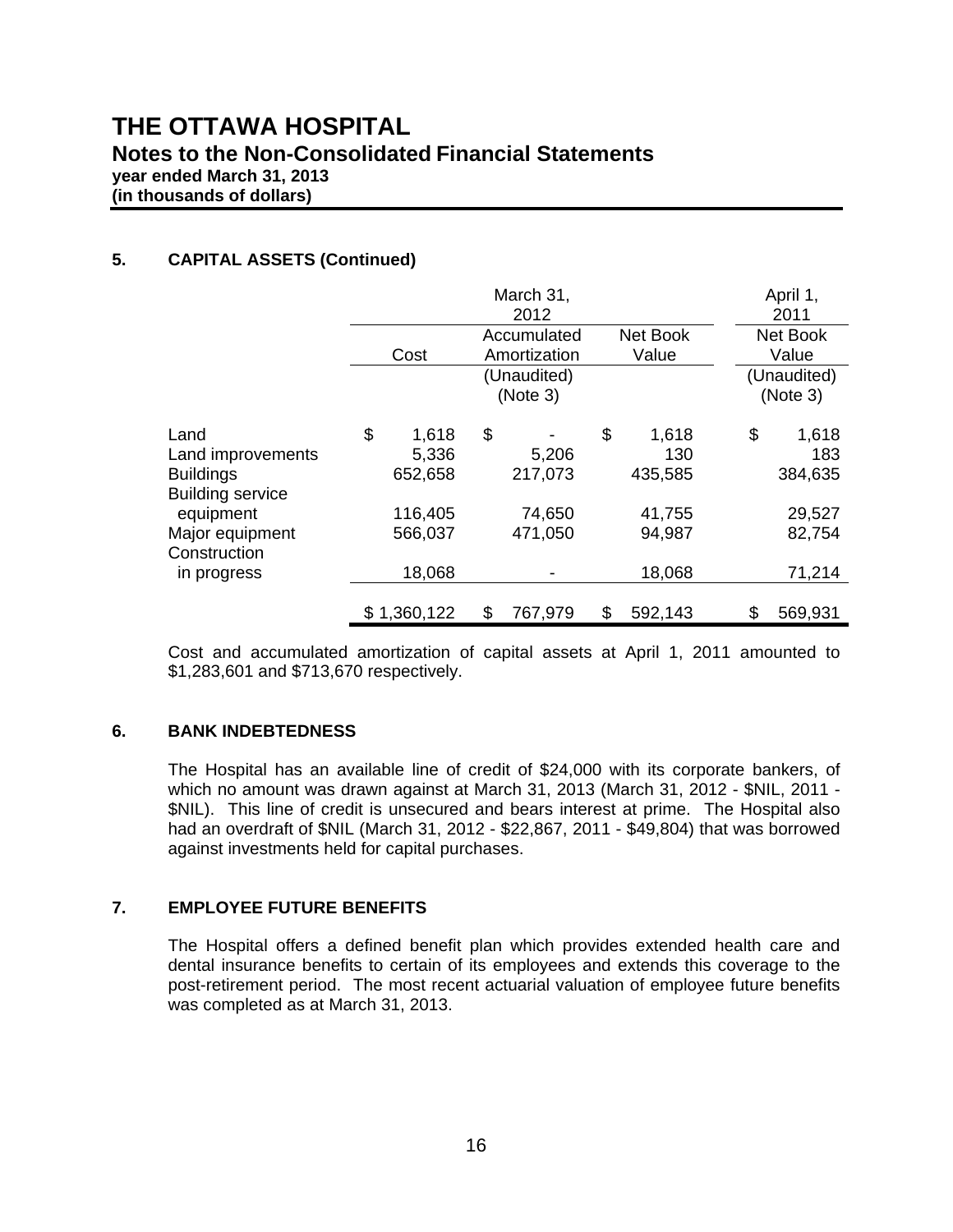# THE OTTAWA HOSPITAL

## Notes to the Non-Consolidated Financial Statements

**year ended March 31, 2013**
**(in thousands of dollars)**

### 5. CAPITAL ASSETS (Continued)

| | March 31, 2012 | | | April 1, 2011 |
|---|---|---|---|---|
| | Cost | Accumulated Amortization | Net Book Value | Net Book Value |
| | | (Unaudited) (Note 3) | | (Unaudited) (Note 3) |
| Land | $ 1,618 | $ - | $ 1,618 | $ 1,618 |
| Land improvements | 5,336 | 5,206 | 130 | 183 |
| Buildings | 652,658 | 217,073 | 435,585 | 384,635 |
| Building service equipment | 116,405 | 74,650 | 41,755 | 29,527 |
| Major equipment | 566,037 | 471,050 | 94,987 | 82,754 |
| Construction in progress | 18,068 | - | 18,068 | 71,214 |
| | $ 1,360,122 | $ 767,979 | $ 592,143 | $ 569,931 |

Cost and accumulated amortization of capital assets at April 1, 2011 amounted to $1,283,601 and $713,670 respectively.

### 6. BANK INDEBTEDNESS

The Hospital has an available line of credit of $24,000 with its corporate bankers, of which no amount was drawn against at March 31, 2013 (March 31, 2012 - $NIL, 2011 - $NIL). This line of credit is unsecured and bears interest at prime. The Hospital also had an overdraft of $NIL (March 31, 2012 - $22,867, 2011 - $49,804) that was borrowed against investments held for capital purchases.

### 7. EMPLOYEE FUTURE BENEFITS

The Hospital offers a defined benefit plan which provides extended health care and dental insurance benefits to certain of its employees and extends this coverage to the post-retirement period. The most recent actuarial valuation of employee future benefits was completed as at March 31, 2013.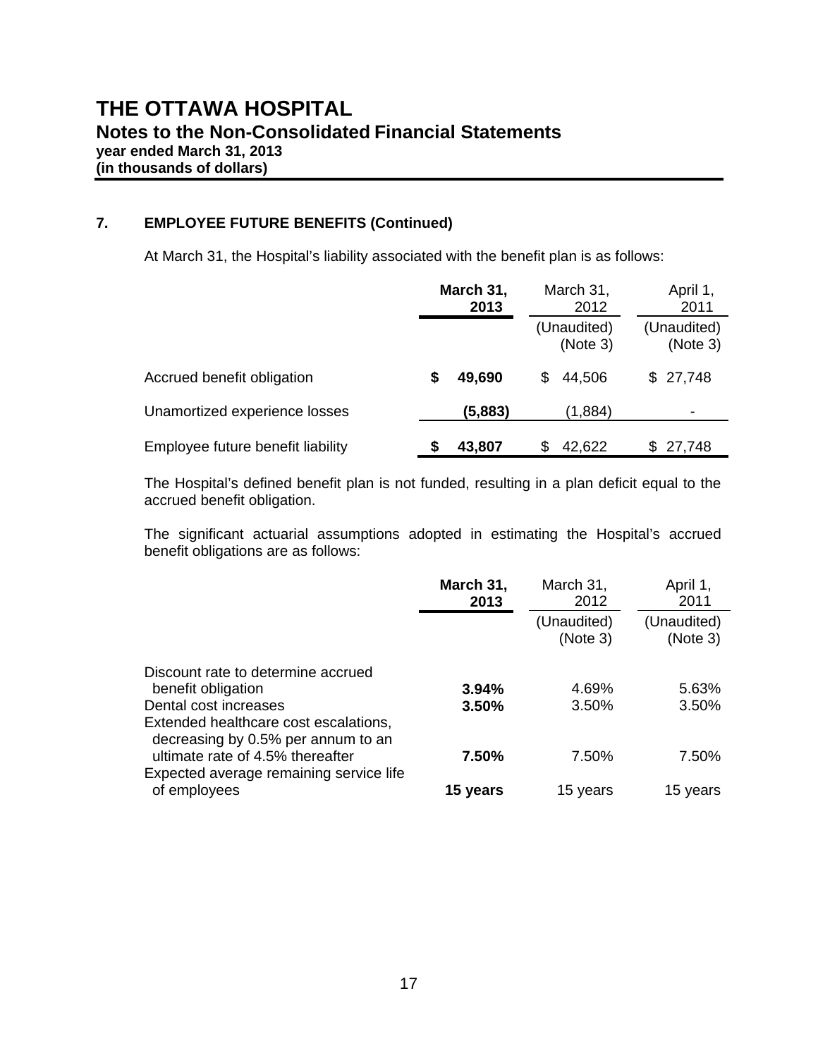# THE OTTAWA HOSPITAL

## Notes to the Non-Consolidated Financial Statements

**year ended March 31, 2013**
**(in thousands of dollars)**

### 7. EMPLOYEE FUTURE BENEFITS (Continued)

At March 31, the Hospital's liability associated with the benefit plan is as follows:

| | **March 31, 2013** | March 31, 2012 (Unaudited) (Note 3) | April 1, 2011 (Unaudited) (Note 3) |
|---|---|---|---|
| Accrued benefit obligation | **$ 49,690** | $ 44,506 | $ 27,748 |
| Unamortized experience losses | **(5,883)** | (1,884) | - |
| Employee future benefit liability | **$ 43,807** | $ 42,622 | $ 27,748 |

The Hospital's defined benefit plan is not funded, resulting in a plan deficit equal to the accrued benefit obligation.

The significant actuarial assumptions adopted in estimating the Hospital's accrued benefit obligations are as follows:

| | **March 31, 2013** | March 31, 2012 (Unaudited) (Note 3) | April 1, 2011 (Unaudited) (Note 3) |
|---|---|---|---|
| Discount rate to determine accrued benefit obligation | **3.94%** | 4.69% | 5.63% |
| Dental cost increases | **3.50%** | 3.50% | 3.50% |
| Extended healthcare cost escalations, decreasing by 0.5% per annum to an ultimate rate of 4.5% thereafter | **7.50%** | 7.50% | 7.50% |
| Expected average remaining service life of employees | **15 years** | 15 years | 15 years |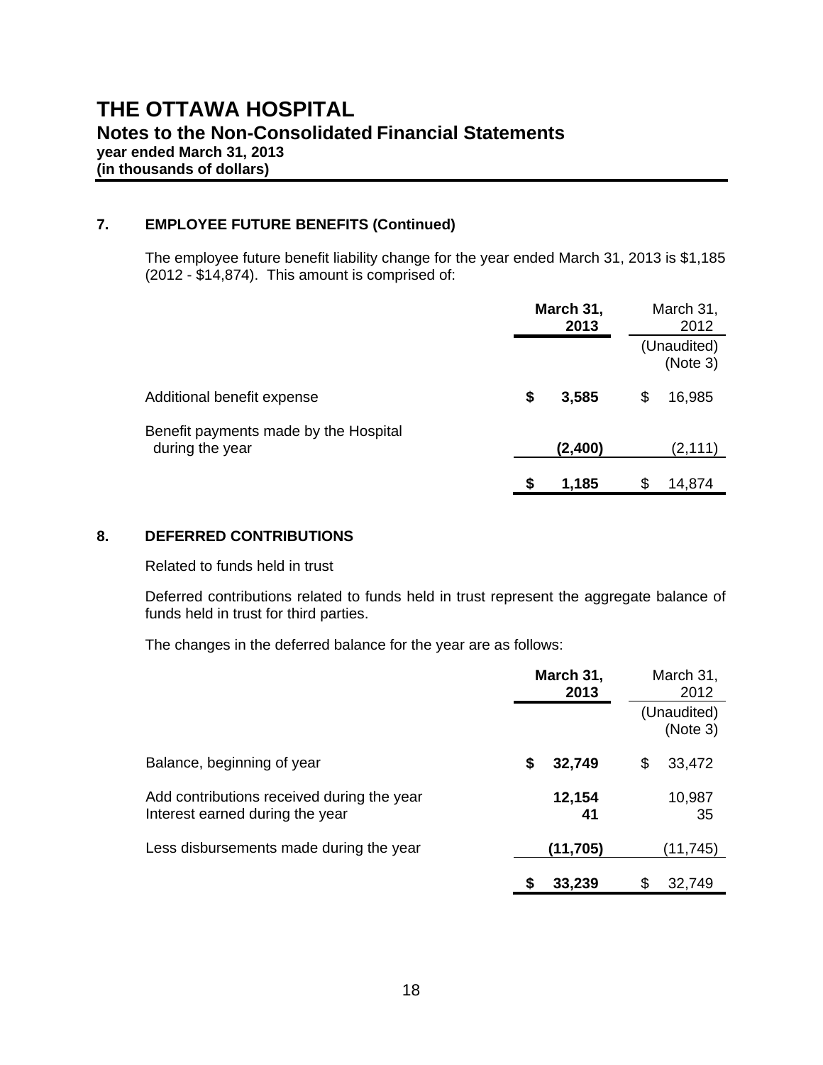# THE OTTAWA HOSPITAL

## Notes to the Non-Consolidated Financial Statements

**year ended March 31, 2013**
**(in thousands of dollars)**

### 7. EMPLOYEE FUTURE BENEFITS (Continued)

The employee future benefit liability change for the year ended March 31, 2013 is $1,185 (2012 - $14,874). This amount is comprised of:

| | **March 31, 2013** | March 31, 2012 (Unaudited) (Note 3) |
|---|---|---|
| Additional benefit expense | **$ 3,585** | $ 16,985 |
| Benefit payments made by the Hospital during the year | **(2,400)** | (2,111) |
| | **$ 1,185** | $ 14,874 |

### 8. DEFERRED CONTRIBUTIONS

Related to funds held in trust

Deferred contributions related to funds held in trust represent the aggregate balance of funds held in trust for third parties.

The changes in the deferred balance for the year are as follows:

| | **March 31, 2013** | March 31, 2012 (Unaudited) (Note 3) |
|---|---|---|
| Balance, beginning of year | **$ 32,749** | $ 33,472 |
| Add contributions received during the year | **12,154** | 10,987 |
| Interest earned during the year | **41** | 35 |
| Less disbursements made during the year | **(11,705)** | (11,745) |
| | **$ 33,239** | $ 32,749 |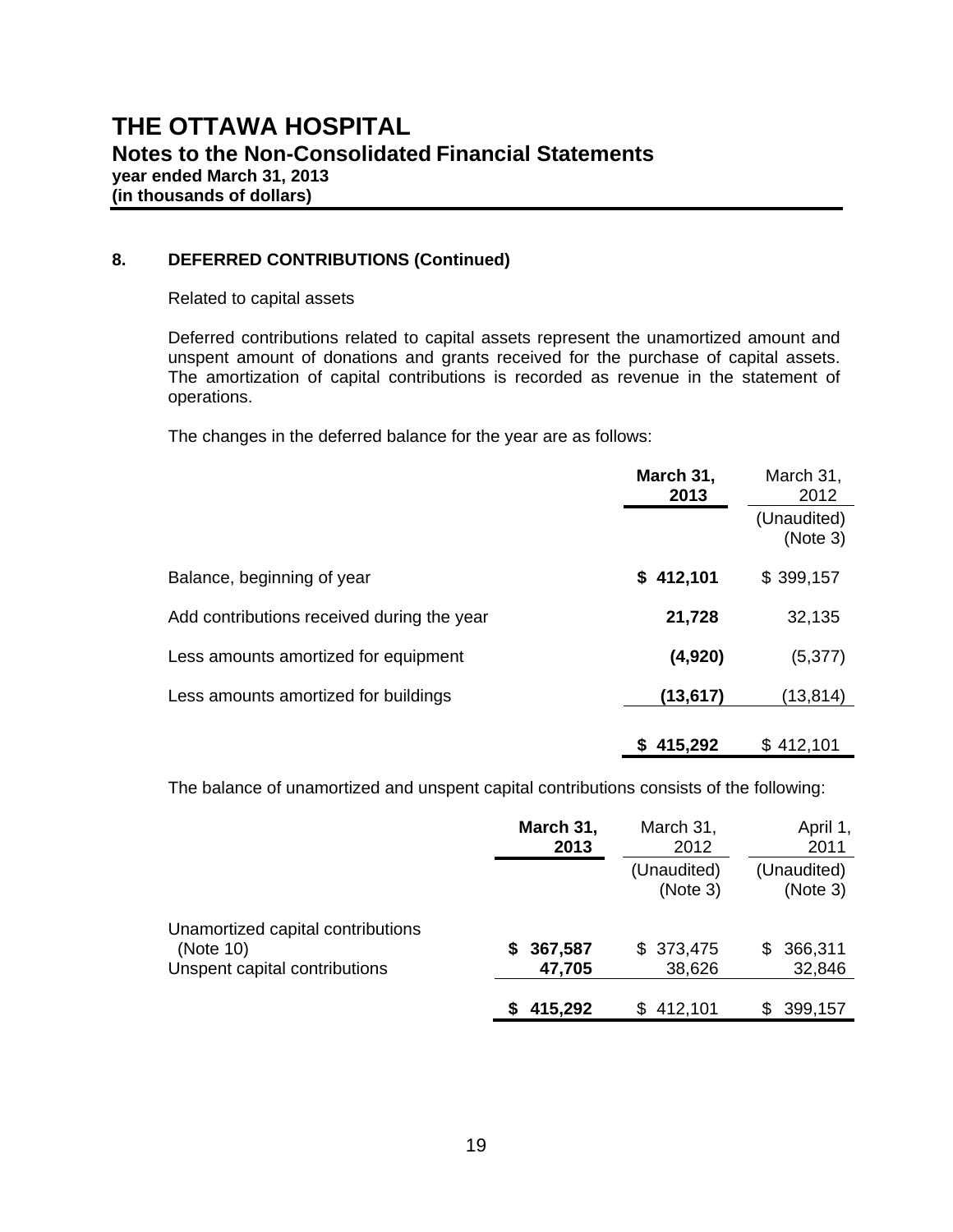# THE OTTAWA HOSPITAL

## Notes to the Non-Consolidated Financial Statements

**year ended March 31, 2013**
**(in thousands of dollars)**

### 8. DEFERRED CONTRIBUTIONS (Continued)

Related to capital assets

Deferred contributions related to capital assets represent the unamortized amount and unspent amount of donations and grants received for the purchase of capital assets. The amortization of capital contributions is recorded as revenue in the statement of operations.

The changes in the deferred balance for the year are as follows:

| | **March 31, 2013** | March 31, 2012 (Unaudited) (Note 3) |
|---|---|---|
| Balance, beginning of year | **$ 412,101** | $ 399,157 |
| Add contributions received during the year | **21,728** | 32,135 |
| Less amounts amortized for equipment | **(4,920)** | (5,377) |
| Less amounts amortized for buildings | **(13,617)** | (13,814) |
| | **$ 415,292** | $ 412,101 |

The balance of unamortized and unspent capital contributions consists of the following:

| | **March 31, 2013** | March 31, 2012 (Unaudited) (Note 3) | April 1, 2011 (Unaudited) (Note 3) |
|---|---|---|---|
| Unamortized capital contributions (Note 10) | **$ 367,587** | $ 373,475 | $ 366,311 |
| Unspent capital contributions | **47,705** | 38,626 | 32,846 |
| | **$ 415,292** | $ 412,101 | $ 399,157 |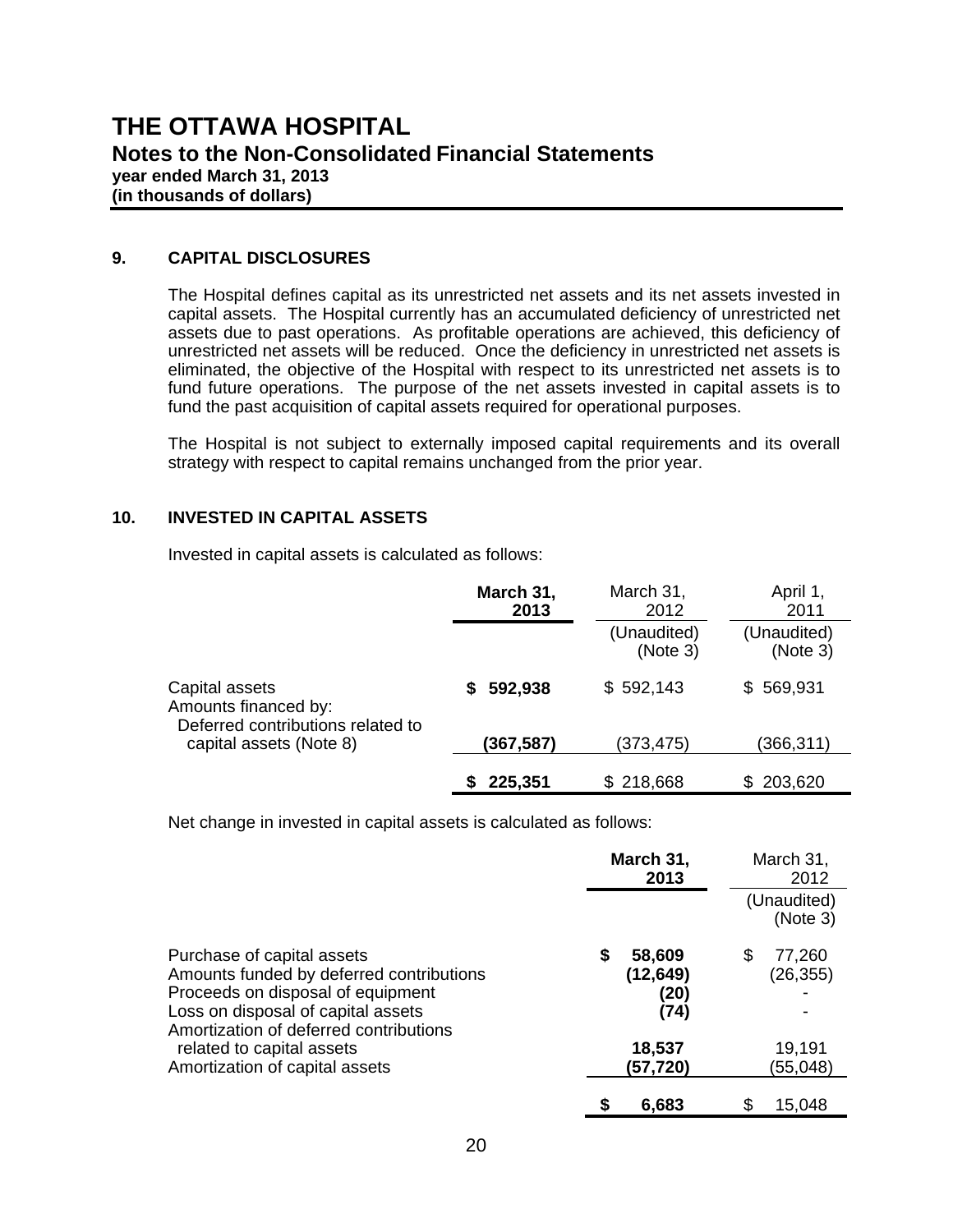# THE OTTAWA HOSPITAL

## Notes to the Non-Consolidated Financial Statements

**year ended March 31, 2013**
**(in thousands of dollars)**

### 9. CAPITAL DISCLOSURES

The Hospital defines capital as its unrestricted net assets and its net assets invested in capital assets. The Hospital currently has an accumulated deficiency of unrestricted net assets due to past operations. As profitable operations are achieved, this deficiency of unrestricted net assets will be reduced. Once the deficiency in unrestricted net assets is eliminated, the objective of the Hospital with respect to its unrestricted net assets is to fund future operations. The purpose of the net assets invested in capital assets is to fund the past acquisition of capital assets required for operational purposes.

The Hospital is not subject to externally imposed capital requirements and its overall strategy with respect to capital remains unchanged from the prior year.

### 10. INVESTED IN CAPITAL ASSETS

Invested in capital assets is calculated as follows:

| | **March 31, 2013** | March 31, 2012 (Unaudited) (Note 3) | April 1, 2011 (Unaudited) (Note 3) |
|---|---|---|---|
| Capital assets | **$ 592,938** | $ 592,143 | $ 569,931 |
| Amounts financed by: | | | |
| Deferred contributions related to capital assets (Note 8) | **(367,587)** | (373,475) | (366,311) |
| | **$ 225,351** | $ 218,668 | $ 203,620 |

Net change in invested in capital assets is calculated as follows:

| | **March 31, 2013** | March 31, 2012 (Unaudited) (Note 3) |
|---|---|---|
| Purchase of capital assets | **$ 58,609** | $ 77,260 |
| Amounts funded by deferred contributions | **(12,649)** | (26,355) |
| Proceeds on disposal of equipment | **(20)** | - |
| Loss on disposal of capital assets | **(74)** | - |
| Amortization of deferred contributions related to capital assets | **18,537** | 19,191 |
| Amortization of capital assets | **(57,720)** | (55,048) |
| | **$ 6,683** | $ 15,048 |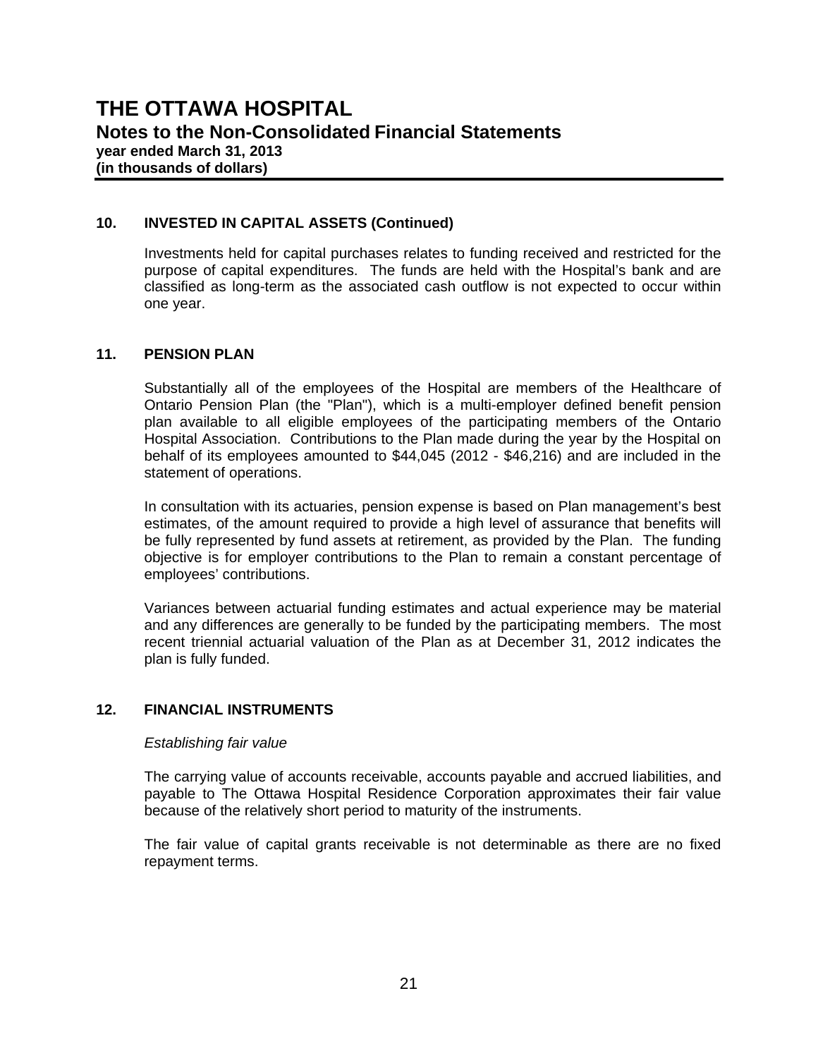## 10. INVESTED IN CAPITAL ASSETS (Continued)

Investments held for capital purchases relates to funding received and restricted for the purpose of capital expenditures. The funds are held with the Hospital's bank and are classified as long-term as the associated cash outflow is not expected to occur within one year.

## 11. PENSION PLAN

Substantially all of the employees of the Hospital are members of the Healthcare of Ontario Pension Plan (the "Plan"), which is a multi-employer defined benefit pension plan available to all eligible employees of the participating members of the Ontario Hospital Association. Contributions to the Plan made during the year by the Hospital on behalf of its employees amounted to $44,045 (2012 - $46,216) and are included in the statement of operations.

In consultation with its actuaries, pension expense is based on Plan management's best estimates, of the amount required to provide a high level of assurance that benefits will be fully represented by fund assets at retirement, as provided by the Plan. The funding objective is for employer contributions to the Plan to remain a constant percentage of employees' contributions.

Variances between actuarial funding estimates and actual experience may be material and any differences are generally to be funded by the participating members. The most recent triennial actuarial valuation of the Plan as at December 31, 2012 indicates the plan is fully funded.

## 12. FINANCIAL INSTRUMENTS

*Establishing fair value*

The carrying value of accounts receivable, accounts payable and accrued liabilities, and payable to The Ottawa Hospital Residence Corporation approximates their fair value because of the relatively short period to maturity of the instruments.

The fair value of capital grants receivable is not determinable as there are no fixed repayment terms.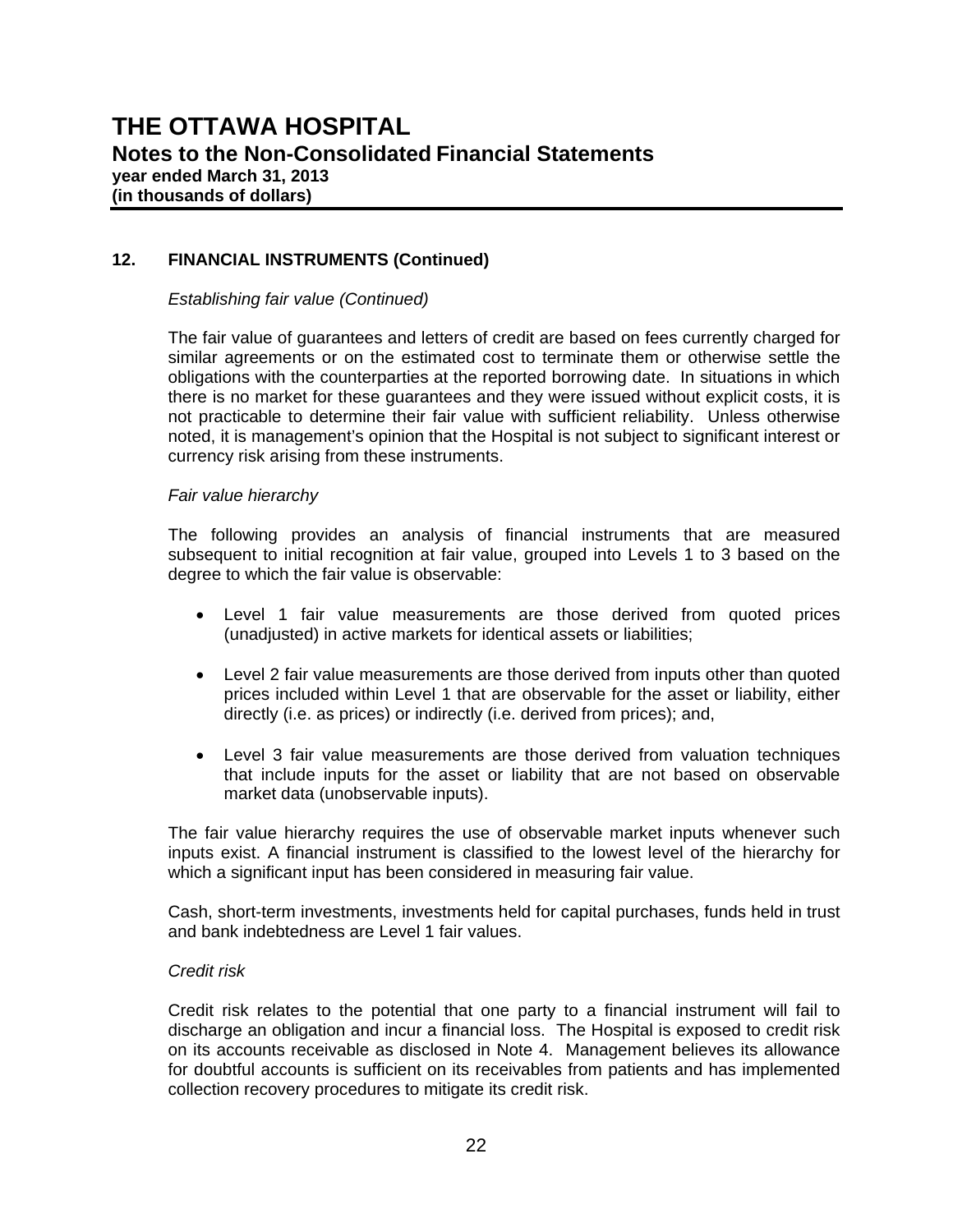## 12. FINANCIAL INSTRUMENTS (Continued)

*Establishing fair value (Continued)*

The fair value of guarantees and letters of credit are based on fees currently charged for similar agreements or on the estimated cost to terminate them or otherwise settle the obligations with the counterparties at the reported borrowing date. In situations in which there is no market for these guarantees and they were issued without explicit costs, it is not practicable to determine their fair value with sufficient reliability. Unless otherwise noted, it is management's opinion that the Hospital is not subject to significant interest or currency risk arising from these instruments.

*Fair value hierarchy*

The following provides an analysis of financial instruments that are measured subsequent to initial recognition at fair value, grouped into Levels 1 to 3 based on the degree to which the fair value is observable:

- Level 1 fair value measurements are those derived from quoted prices (unadjusted) in active markets for identical assets or liabilities;
- Level 2 fair value measurements are those derived from inputs other than quoted prices included within Level 1 that are observable for the asset or liability, either directly (i.e. as prices) or indirectly (i.e. derived from prices); and,
- Level 3 fair value measurements are those derived from valuation techniques that include inputs for the asset or liability that are not based on observable market data (unobservable inputs).

The fair value hierarchy requires the use of observable market inputs whenever such inputs exist. A financial instrument is classified to the lowest level of the hierarchy for which a significant input has been considered in measuring fair value.

Cash, short-term investments, investments held for capital purchases, funds held in trust and bank indebtedness are Level 1 fair values.

*Credit risk*

Credit risk relates to the potential that one party to a financial instrument will fail to discharge an obligation and incur a financial loss. The Hospital is exposed to credit risk on its accounts receivable as disclosed in Note 4. Management believes its allowance for doubtful accounts is sufficient on its receivables from patients and has implemented collection recovery procedures to mitigate its credit risk.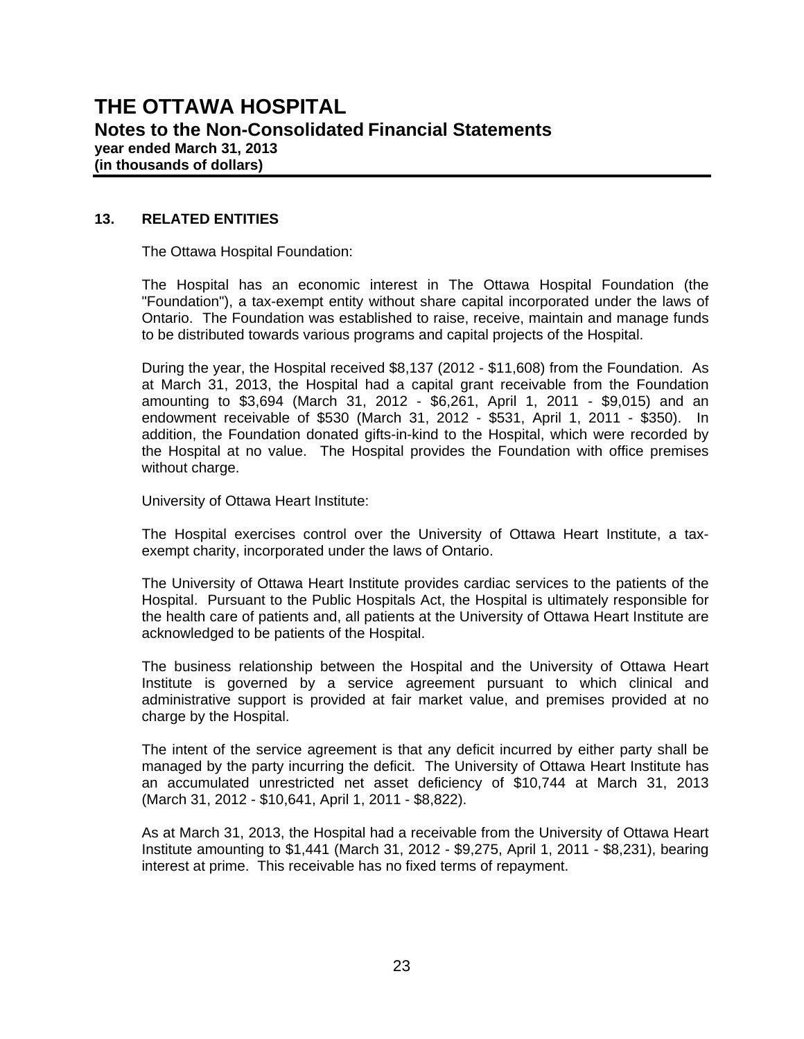# THE OTTAWA HOSPITAL

## Notes to the Non-Consolidated Financial Statements

**year ended March 31, 2013**
**(in thousands of dollars)**

### 13. RELATED ENTITIES

The Ottawa Hospital Foundation:

The Hospital has an economic interest in The Ottawa Hospital Foundation (the "Foundation"), a tax-exempt entity without share capital incorporated under the laws of Ontario. The Foundation was established to raise, receive, maintain and manage funds to be distributed towards various programs and capital projects of the Hospital.

During the year, the Hospital received $8,137 (2012 - $11,608) from the Foundation. As at March 31, 2013, the Hospital had a capital grant receivable from the Foundation amounting to $3,694 (March 31, 2012 - $6,261, April 1, 2011 - $9,015) and an endowment receivable of $530 (March 31, 2012 - $531, April 1, 2011 - $350). In addition, the Foundation donated gifts-in-kind to the Hospital, which were recorded by the Hospital at no value. The Hospital provides the Foundation with office premises without charge.

University of Ottawa Heart Institute:

The Hospital exercises control over the University of Ottawa Heart Institute, a tax-exempt charity, incorporated under the laws of Ontario.

The University of Ottawa Heart Institute provides cardiac services to the patients of the Hospital. Pursuant to the Public Hospitals Act, the Hospital is ultimately responsible for the health care of patients and, all patients at the University of Ottawa Heart Institute are acknowledged to be patients of the Hospital.

The business relationship between the Hospital and the University of Ottawa Heart Institute is governed by a service agreement pursuant to which clinical and administrative support is provided at fair market value, and premises provided at no charge by the Hospital.

The intent of the service agreement is that any deficit incurred by either party shall be managed by the party incurring the deficit. The University of Ottawa Heart Institute has an accumulated unrestricted net asset deficiency of $10,744 at March 31, 2013 (March 31, 2012 - $10,641, April 1, 2011 - $8,822).

As at March 31, 2013, the Hospital had a receivable from the University of Ottawa Heart Institute amounting to $1,441 (March 31, 2012 - $9,275, April 1, 2011 - $8,231), bearing interest at prime. This receivable has no fixed terms of repayment.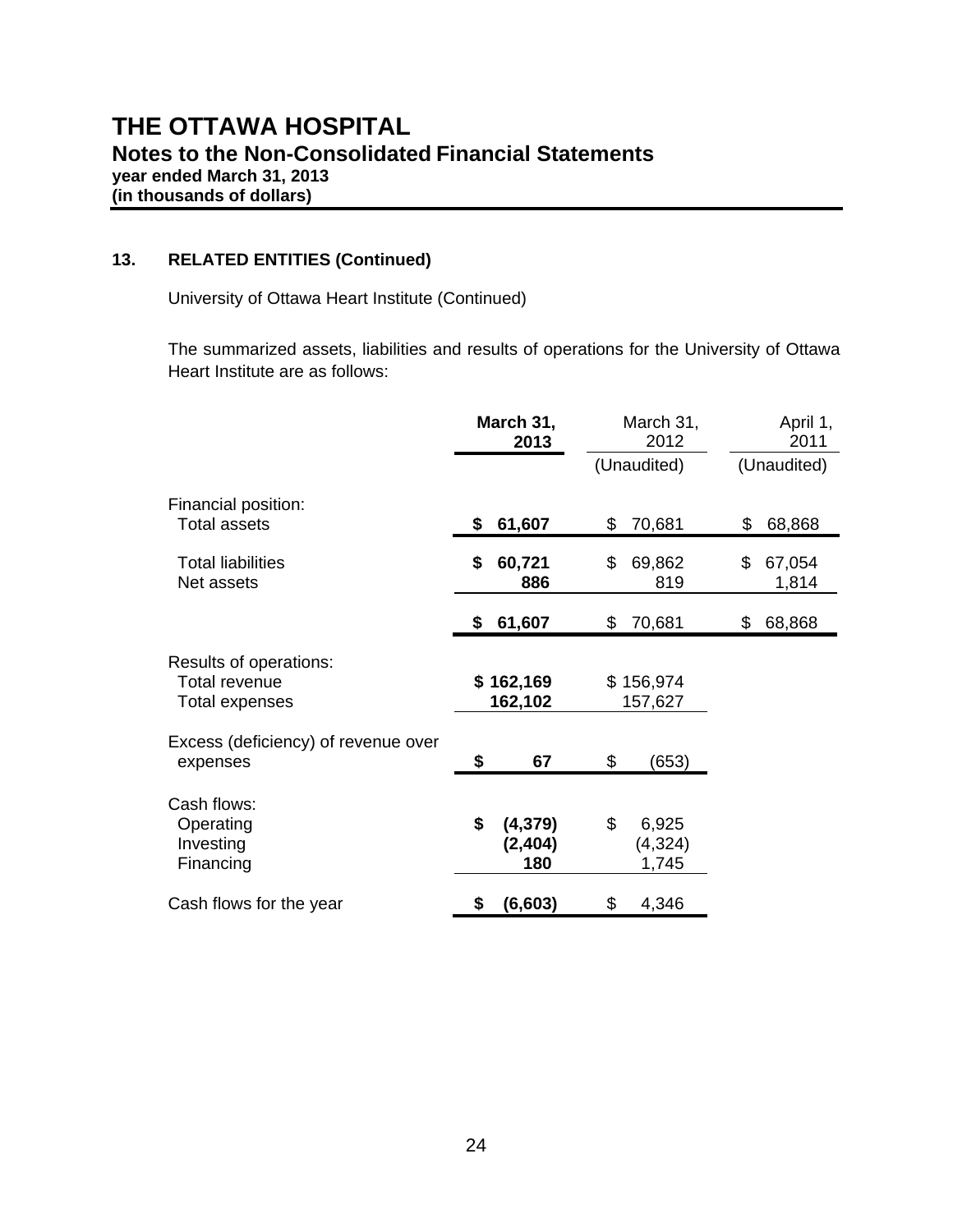# THE OTTAWA HOSPITAL

## Notes to the Non-Consolidated Financial Statements

**year ended March 31, 2013**
**(in thousands of dollars)**

### 13. RELATED ENTITIES (Continued)

University of Ottawa Heart Institute (Continued)

The summarized assets, liabilities and results of operations for the University of Ottawa Heart Institute are as follows:

| | **March 31, 2013** | March 31, 2012 (Unaudited) | April 1, 2011 (Unaudited) |
|---|---|---|---|
| Financial position: | | | |
| Total assets | **$ 61,607** | $ 70,681 | $ 68,868 |
| Total liabilities | **$ 60,721** | $ 69,862 | $ 67,054 |
| Net assets | **886** | 819 | 1,814 |
| | **$ 61,607** | $ 70,681 | $ 68,868 |
| Results of operations: | | | |
| Total revenue | **$ 162,169** | $ 156,974 | |
| Total expenses | **162,102** | 157,627 | |
| Excess (deficiency) of revenue over expenses | **$ 67** | $ (653) | |
| Cash flows: | | | |
| Operating | **$ (4,379)** | $ 6,925 | |
| Investing | **(2,404)** | (4,324) | |
| Financing | **180** | 1,745 | |
| Cash flows for the year | **$ (6,603)** | $ 4,346 | |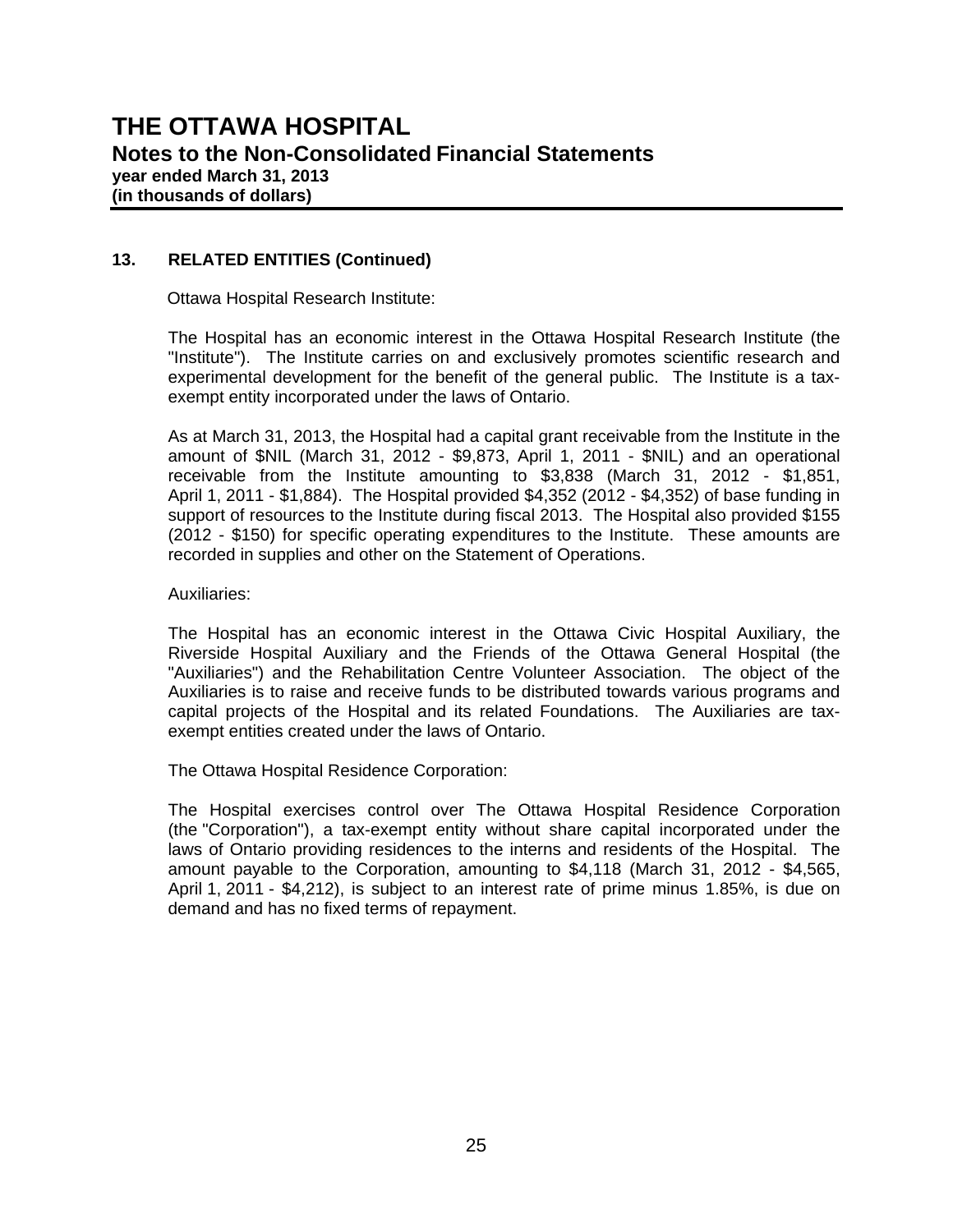# THE OTTAWA HOSPITAL

## Notes to the Non-Consolidated Financial Statements

**year ended March 31, 2013**
**(in thousands of dollars)**

### 13. RELATED ENTITIES (Continued)

Ottawa Hospital Research Institute:

The Hospital has an economic interest in the Ottawa Hospital Research Institute (the "Institute"). The Institute carries on and exclusively promotes scientific research and experimental development for the benefit of the general public. The Institute is a tax-exempt entity incorporated under the laws of Ontario.

As at March 31, 2013, the Hospital had a capital grant receivable from the Institute in the amount of $NIL (March 31, 2012 - $9,873, April 1, 2011 - $NIL) and an operational receivable from the Institute amounting to $3,838 (March 31, 2012 - $1,851, April 1, 2011 - $1,884). The Hospital provided $4,352 (2012 - $4,352) of base funding in support of resources to the Institute during fiscal 2013. The Hospital also provided $155 (2012 - $150) for specific operating expenditures to the Institute. These amounts are recorded in supplies and other on the Statement of Operations.

Auxiliaries:

The Hospital has an economic interest in the Ottawa Civic Hospital Auxiliary, the Riverside Hospital Auxiliary and the Friends of the Ottawa General Hospital (the "Auxiliaries") and the Rehabilitation Centre Volunteer Association. The object of the Auxiliaries is to raise and receive funds to be distributed towards various programs and capital projects of the Hospital and its related Foundations. The Auxiliaries are tax-exempt entities created under the laws of Ontario.

The Ottawa Hospital Residence Corporation:

The Hospital exercises control over The Ottawa Hospital Residence Corporation (the "Corporation"), a tax-exempt entity without share capital incorporated under the laws of Ontario providing residences to the interns and residents of the Hospital. The amount payable to the Corporation, amounting to $4,118 (March 31, 2012 - $4,565, April 1, 2011 - $4,212), is subject to an interest rate of prime minus 1.85%, is due on demand and has no fixed terms of repayment.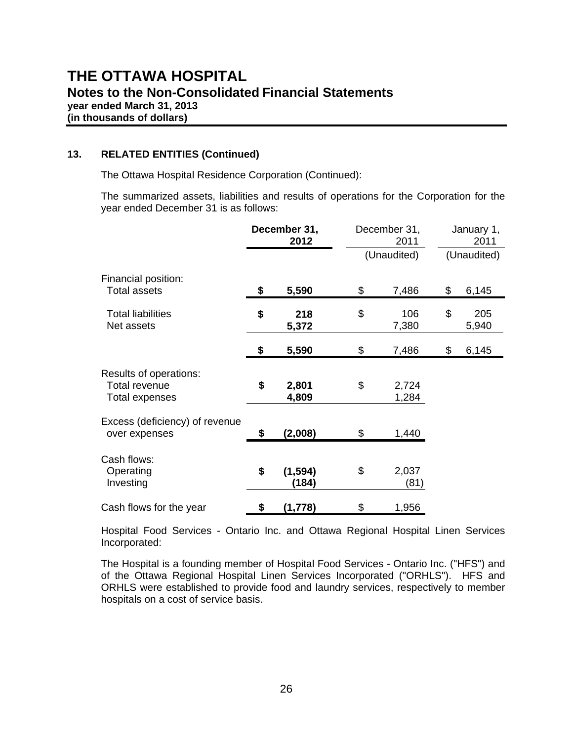# THE OTTAWA HOSPITAL

## Notes to the Non-Consolidated Financial Statements

**year ended March 31, 2013**
**(in thousands of dollars)**

### 13. RELATED ENTITIES (Continued)

The Ottawa Hospital Residence Corporation (Continued):

The summarized assets, liabilities and results of operations for the Corporation for the year ended December 31 is as follows:

| | **December 31, 2012** | December 31, 2011 | January 1, 2011 |
|---|---|---|---|
| | | (Unaudited) | (Unaudited) |
| Financial position: | | | |
| Total assets | **$ 5,590** | $ 7,486 | $ 6,145 |
| Total liabilities | **$ 218** | $ 106 | $ 205 |
| Net assets | **5,372** | 7,380 | 5,940 |
| | **$ 5,590** | $ 7,486 | $ 6,145 |
| Results of operations: | | | |
| Total revenue | **$ 2,801** | $ 2,724 | |
| Total expenses | **4,809** | 1,284 | |
| Excess (deficiency) of revenue over expenses | **$ (2,008)** | $ 1,440 | |
| Cash flows: | | | |
| Operating | **$ (1,594)** | $ 2,037 | |
| Investing | **(184)** | (81) | |
| Cash flows for the year | **$ (1,778)** | $ 1,956 | |

Hospital Food Services - Ontario Inc. and Ottawa Regional Hospital Linen Services Incorporated:

The Hospital is a founding member of Hospital Food Services - Ontario Inc. ("HFS") and of the Ottawa Regional Hospital Linen Services Incorporated ("ORHLS"). HFS and ORHLS were established to provide food and laundry services, respectively to member hospitals on a cost of service basis.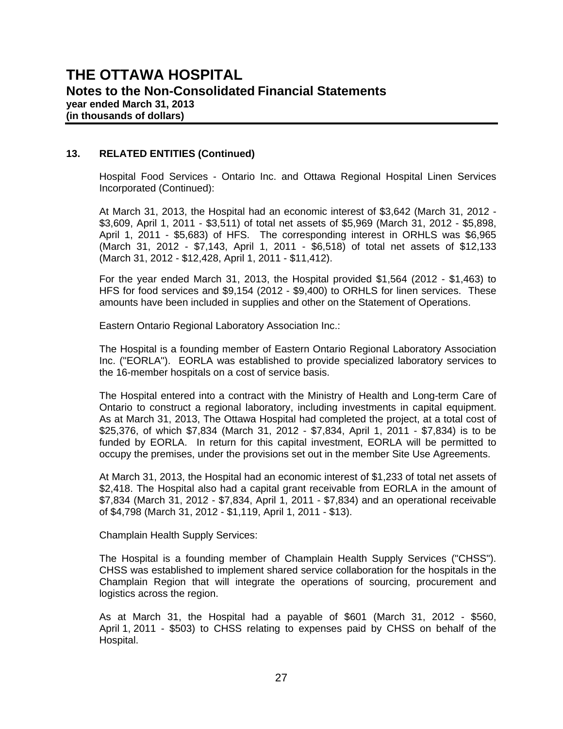## 13. RELATED ENTITIES (Continued)

Hospital Food Services - Ontario Inc. and Ottawa Regional Hospital Linen Services Incorporated (Continued):

At March 31, 2013, the Hospital had an economic interest of $3,642 (March 31, 2012 - $3,609, April 1, 2011 - $3,511) of total net assets of $5,969 (March 31, 2012 - $5,898, April 1, 2011 - $5,683) of HFS. The corresponding interest in ORHLS was $6,965 (March 31, 2012 - $7,143, April 1, 2011 - $6,518) of total net assets of $12,133 (March 31, 2012 - $12,428, April 1, 2011 - $11,412).

For the year ended March 31, 2013, the Hospital provided $1,564 (2012 - $1,463) to HFS for food services and $9,154 (2012 - $9,400) to ORHLS for linen services. These amounts have been included in supplies and other on the Statement of Operations.

Eastern Ontario Regional Laboratory Association Inc.:

The Hospital is a founding member of Eastern Ontario Regional Laboratory Association Inc. ("EORLA"). EORLA was established to provide specialized laboratory services to the 16-member hospitals on a cost of service basis.

The Hospital entered into a contract with the Ministry of Health and Long-term Care of Ontario to construct a regional laboratory, including investments in capital equipment. As at March 31, 2013, The Ottawa Hospital had completed the project, at a total cost of $25,376, of which $7,834 (March 31, 2012 - $7,834, April 1, 2011 - $7,834) is to be funded by EORLA. In return for this capital investment, EORLA will be permitted to occupy the premises, under the provisions set out in the member Site Use Agreements.

At March 31, 2013, the Hospital had an economic interest of $1,233 of total net assets of $2,418. The Hospital also had a capital grant receivable from EORLA in the amount of $7,834 (March 31, 2012 - $7,834, April 1, 2011 - $7,834) and an operational receivable of $4,798 (March 31, 2012 - $1,119, April 1, 2011 - $13).

Champlain Health Supply Services:

The Hospital is a founding member of Champlain Health Supply Services ("CHSS"). CHSS was established to implement shared service collaboration for the hospitals in the Champlain Region that will integrate the operations of sourcing, procurement and logistics across the region.

As at March 31, the Hospital had a payable of $601 (March 31, 2012 - $560, April 1, 2011 - $503) to CHSS relating to expenses paid by CHSS on behalf of the Hospital.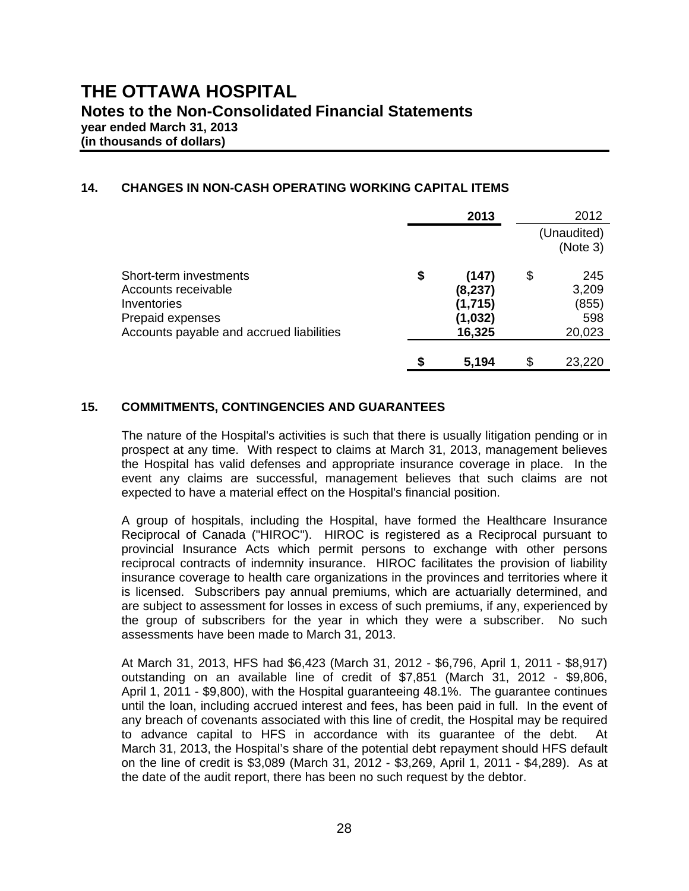# THE OTTAWA HOSPITAL

## Notes to the Non-Consolidated Financial Statements

**year ended March 31, 2013**
**(in thousands of dollars)**

### 14. CHANGES IN NON-CASH OPERATING WORKING CAPITAL ITEMS

| | **2013** | 2012 (Unaudited) (Note 3) |
|---|---|---|
| Short-term investments | **$ (147)** | $ 245 |
| Accounts receivable | **(8,237)** | 3,209 |
| Inventories | **(1,715)** | (855) |
| Prepaid expenses | **(1,032)** | 598 |
| Accounts payable and accrued liabilities | **16,325** | 20,023 |
| | **$ 5,194** | $ 23,220 |

### 15. COMMITMENTS, CONTINGENCIES AND GUARANTEES

The nature of the Hospital's activities is such that there is usually litigation pending or in prospect at any time. With respect to claims at March 31, 2013, management believes the Hospital has valid defenses and appropriate insurance coverage in place. In the event any claims are successful, management believes that such claims are not expected to have a material effect on the Hospital's financial position.

A group of hospitals, including the Hospital, have formed the Healthcare Insurance Reciprocal of Canada ("HIROC"). HIROC is registered as a Reciprocal pursuant to provincial Insurance Acts which permit persons to exchange with other persons reciprocal contracts of indemnity insurance. HIROC facilitates the provision of liability insurance coverage to health care organizations in the provinces and territories where it is licensed. Subscribers pay annual premiums, which are actuarially determined, and are subject to assessment for losses in excess of such premiums, if any, experienced by the group of subscribers for the year in which they were a subscriber. No such assessments have been made to March 31, 2013.

At March 31, 2013, HFS had $6,423 (March 31, 2012 - $6,796, April 1, 2011 - $8,917) outstanding on an available line of credit of $7,851 (March 31, 2012 - $9,806, April 1, 2011 - $9,800), with the Hospital guaranteeing 48.1%. The guarantee continues until the loan, including accrued interest and fees, has been paid in full. In the event of any breach of covenants associated with this line of credit, the Hospital may be required to advance capital to HFS in accordance with its guarantee of the debt. At March 31, 2013, the Hospital's share of the potential debt repayment should HFS default on the line of credit is $3,089 (March 31, 2012 - $3,269, April 1, 2011 - $4,289). As at the date of the audit report, there has been no such request by the debtor.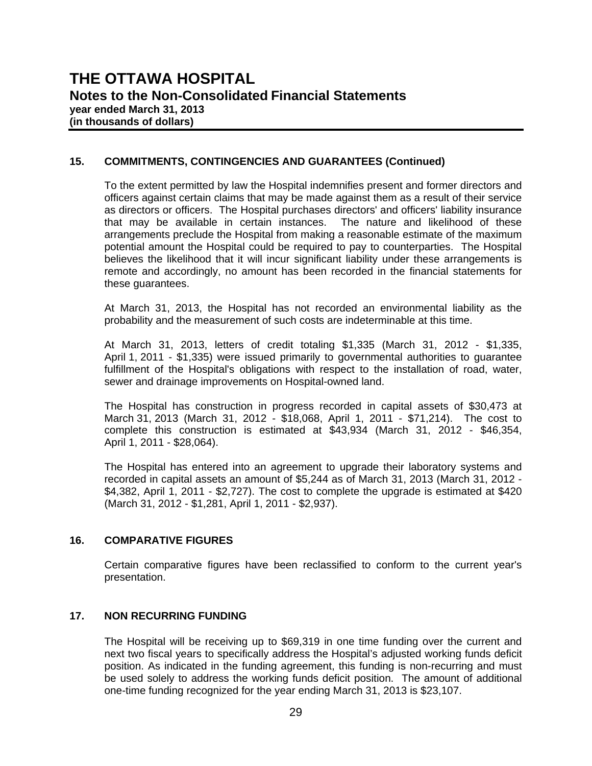# THE OTTAWA HOSPITAL

## Notes to the Non-Consolidated Financial Statements

**year ended March 31, 2013**
**(in thousands of dollars)**

### 15. COMMITMENTS, CONTINGENCIES AND GUARANTEES (Continued)

To the extent permitted by law the Hospital indemnifies present and former directors and officers against certain claims that may be made against them as a result of their service as directors or officers. The Hospital purchases directors' and officers' liability insurance that may be available in certain instances. The nature and likelihood of these arrangements preclude the Hospital from making a reasonable estimate of the maximum potential amount the Hospital could be required to pay to counterparties. The Hospital believes the likelihood that it will incur significant liability under these arrangements is remote and accordingly, no amount has been recorded in the financial statements for these guarantees.

At March 31, 2013, the Hospital has not recorded an environmental liability as the probability and the measurement of such costs are indeterminable at this time.

At March 31, 2013, letters of credit totaling $1,335 (March 31, 2012 - $1,335, April 1, 2011 - $1,335) were issued primarily to governmental authorities to guarantee fulfillment of the Hospital's obligations with respect to the installation of road, water, sewer and drainage improvements on Hospital-owned land.

The Hospital has construction in progress recorded in capital assets of $30,473 at March 31, 2013 (March 31, 2012 - $18,068, April 1, 2011 - $71,214). The cost to complete this construction is estimated at $43,934 (March 31, 2012 - $46,354, April 1, 2011 - $28,064).

The Hospital has entered into an agreement to upgrade their laboratory systems and recorded in capital assets an amount of $5,244 as of March 31, 2013 (March 31, 2012 - $4,382, April 1, 2011 - $2,727). The cost to complete the upgrade is estimated at $420 (March 31, 2012 - $1,281, April 1, 2011 - $2,937).

### 16. COMPARATIVE FIGURES

Certain comparative figures have been reclassified to conform to the current year's presentation.

### 17. NON RECURRING FUNDING

The Hospital will be receiving up to $69,319 in one time funding over the current and next two fiscal years to specifically address the Hospital's adjusted working funds deficit position. As indicated in the funding agreement, this funding is non-recurring and must be used solely to address the working funds deficit position. The amount of additional one-time funding recognized for the year ending March 31, 2013 is $23,107.